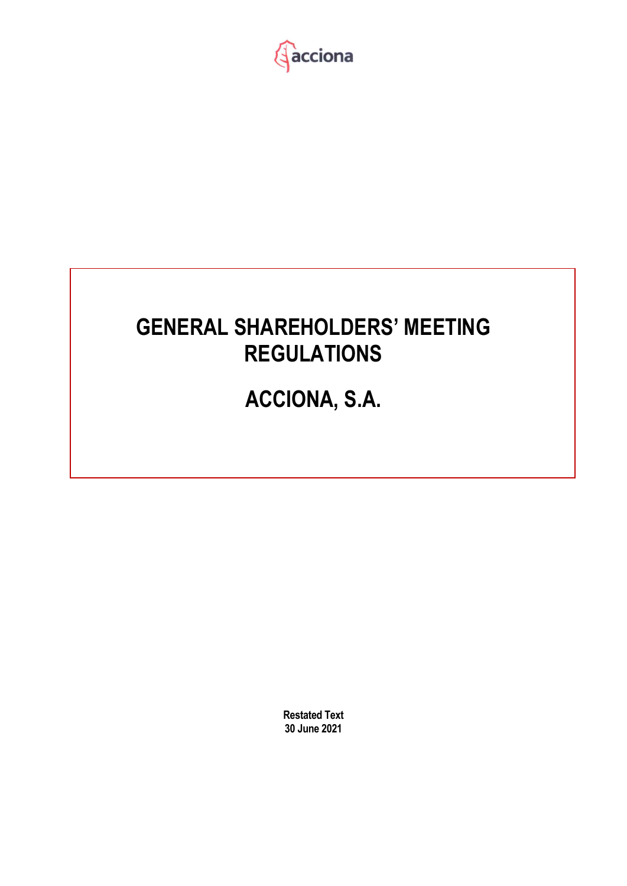acciona

# GENERAL SHAREHOLDERS' MEETING REGULATIONS

# ACCIONA, S.A.

**Restated Text**
**30 June 2021**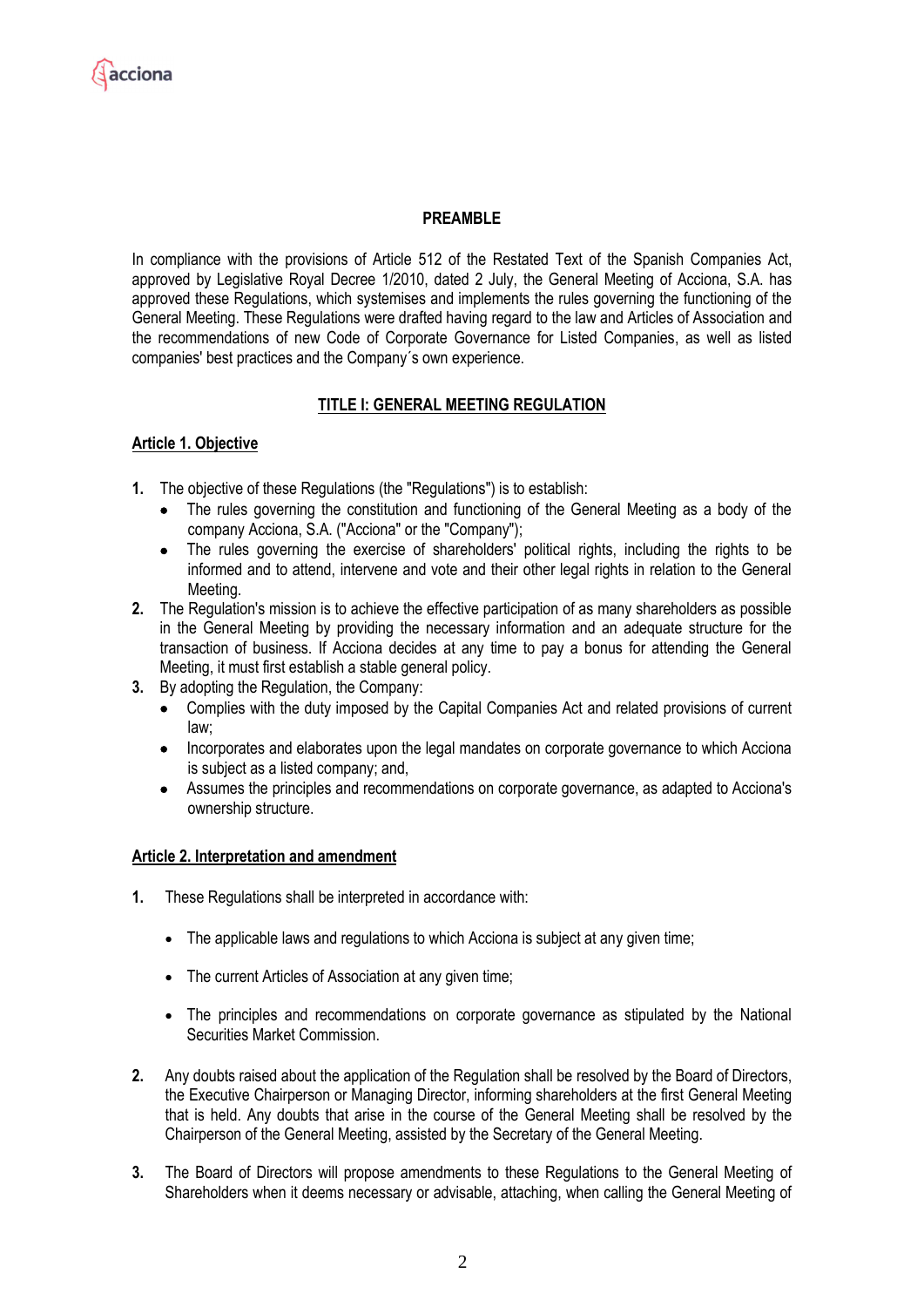## PREAMBLE

In compliance with the provisions of Article 512 of the Restated Text of the Spanish Companies Act, approved by Legislative Royal Decree 1/2010, dated 2 July, the General Meeting of Acciona, S.A. has approved these Regulations, which systemises and implements the rules governing the functioning of the General Meeting. These Regulations were drafted having regard to the law and Articles of Association and the recommendations of new Code of Corporate Governance for Listed Companies, as well as listed companies' best practices and the Company´s own experience.

## TITLE I: GENERAL MEETING REGULATION

### Article 1. Objective

1. The objective of these Regulations (the "Regulations") is to establish:
   - The rules governing the constitution and functioning of the General Meeting as a body of the company Acciona, S.A. ("Acciona" or the "Company");
   - The rules governing the exercise of shareholders' political rights, including the rights to be informed and to attend, intervene and vote and their other legal rights in relation to the General Meeting.
2. The Regulation's mission is to achieve the effective participation of as many shareholders as possible in the General Meeting by providing the necessary information and an adequate structure for the transaction of business. If Acciona decides at any time to pay a bonus for attending the General Meeting, it must first establish a stable general policy.
3. By adopting the Regulation, the Company:
   - Complies with the duty imposed by the Capital Companies Act and related provisions of current law;
   - Incorporates and elaborates upon the legal mandates on corporate governance to which Acciona is subject as a listed company; and,
   - Assumes the principles and recommendations on corporate governance, as adapted to Acciona's ownership structure.

### Article 2. Interpretation and amendment

1. These Regulations shall be interpreted in accordance with:
   - The applicable laws and regulations to which Acciona is subject at any given time;
   - The current Articles of Association at any given time;
   - The principles and recommendations on corporate governance as stipulated by the National Securities Market Commission.
2. Any doubts raised about the application of the Regulation shall be resolved by the Board of Directors, the Executive Chairperson or Managing Director, informing shareholders at the first General Meeting that is held. Any doubts that arise in the course of the General Meeting shall be resolved by the Chairperson of the General Meeting, assisted by the Secretary of the General Meeting.
3. The Board of Directors will propose amendments to these Regulations to the General Meeting of Shareholders when it deems necessary or advisable, attaching, when calling the General Meeting of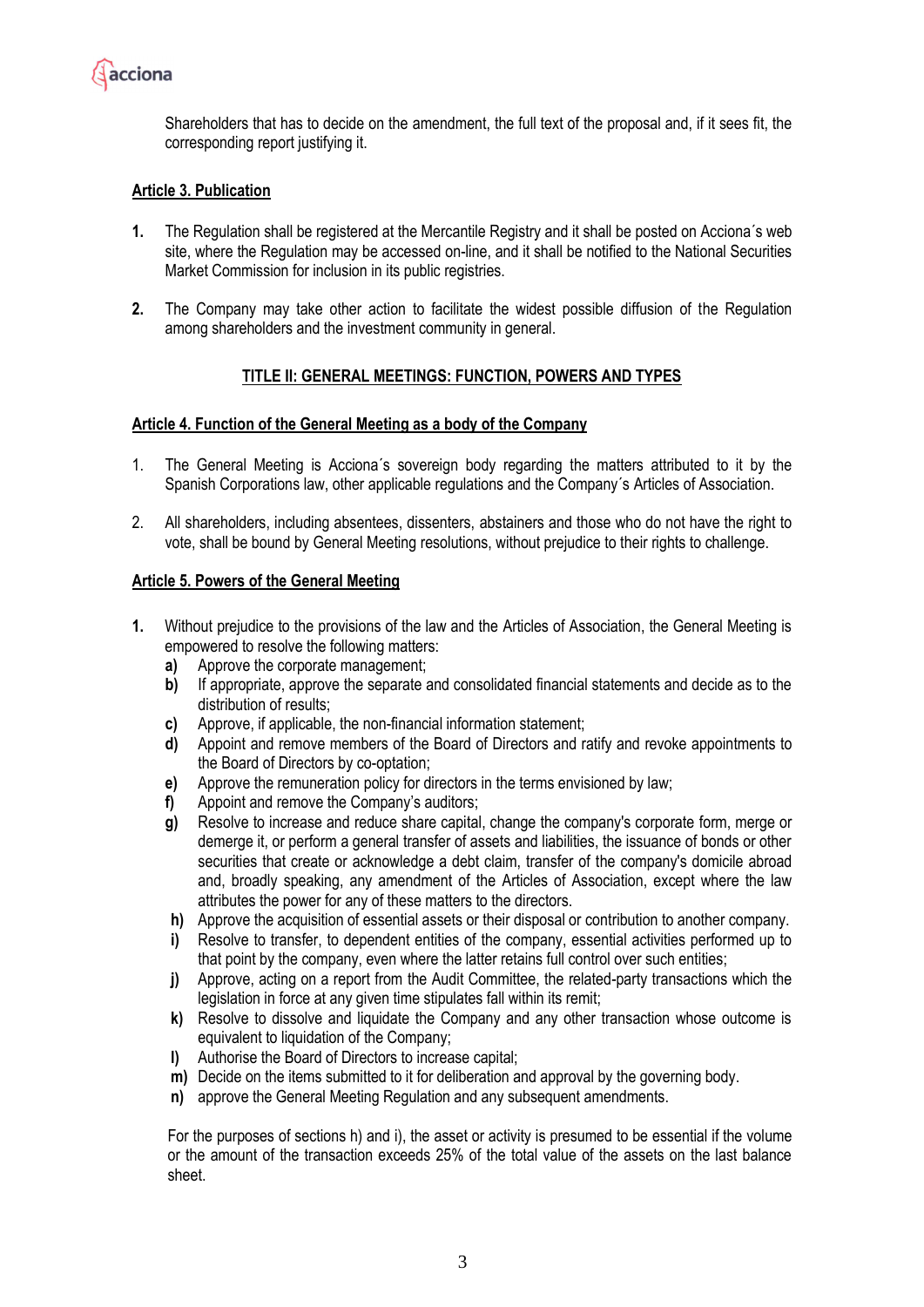Shareholders that has to decide on the amendment, the full text of the proposal and, if it sees fit, the corresponding report justifying it.

### Article 3. Publication

1. The Regulation shall be registered at the Mercantile Registry and it shall be posted on Acciona´s web site, where the Regulation may be accessed on-line, and it shall be notified to the National Securities Market Commission for inclusion in its public registries.

2. The Company may take other action to facilitate the widest possible diffusion of the Regulation among shareholders and the investment community in general.

## TITLE II: GENERAL MEETINGS: FUNCTION, POWERS AND TYPES

### Article 4. Function of the General Meeting as a body of the Company

1. The General Meeting is Acciona´s sovereign body regarding the matters attributed to it by the Spanish Corporations law, other applicable regulations and the Company´s Articles of Association.

2. All shareholders, including absentees, dissenters, abstainers and those who do not have the right to vote, shall be bound by General Meeting resolutions, without prejudice to their rights to challenge.

### Article 5. Powers of the General Meeting

1. Without prejudice to the provisions of the law and the Articles of Association, the General Meeting is empowered to resolve the following matters:
   - **a)** Approve the corporate management;
   - **b)** If appropriate, approve the separate and consolidated financial statements and decide as to the distribution of results;
   - **c)** Approve, if applicable, the non-financial information statement;
   - **d)** Appoint and remove members of the Board of Directors and ratify and revoke appointments to the Board of Directors by co-optation;
   - **e)** Approve the remuneration policy for directors in the terms envisioned by law;
   - **f)** Appoint and remove the Company's auditors;
   - **g)** Resolve to increase and reduce share capital, change the company's corporate form, merge or demerge it, or perform a general transfer of assets and liabilities, the issuance of bonds or other securities that create or acknowledge a debt claim, transfer of the company's domicile abroad and, broadly speaking, any amendment of the Articles of Association, except where the law attributes the power for any of these matters to the directors.
   - **h)** Approve the acquisition of essential assets or their disposal or contribution to another company.
   - **i)** Resolve to transfer, to dependent entities of the company, essential activities performed up to that point by the company, even where the latter retains full control over such entities;
   - **j)** Approve, acting on a report from the Audit Committee, the related-party transactions which the legislation in force at any given time stipulates fall within its remit;
   - **k)** Resolve to dissolve and liquidate the Company and any other transaction whose outcome is equivalent to liquidation of the Company;
   - **l)** Authorise the Board of Directors to increase capital;
   - **m)** Decide on the items submitted to it for deliberation and approval by the governing body.
   - **n)** approve the General Meeting Regulation and any subsequent amendments.

   For the purposes of sections h) and i), the asset or activity is presumed to be essential if the volume or the amount of the transaction exceeds 25% of the total value of the assets on the last balance sheet.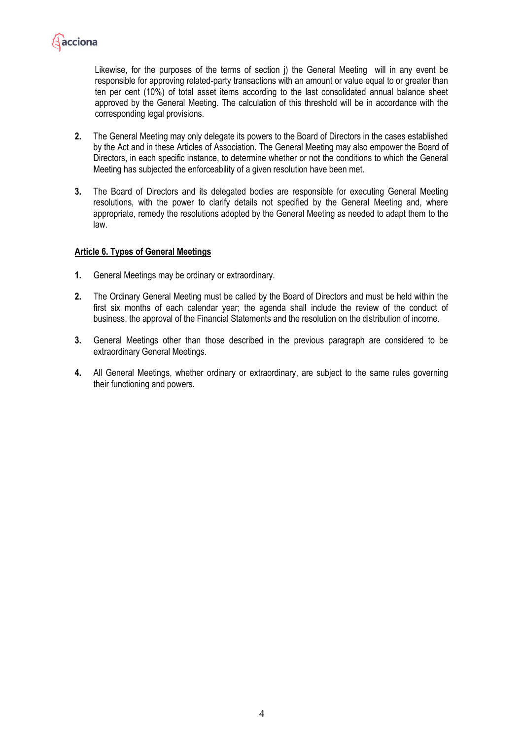Likewise, for the purposes of the terms of section j) the General Meeting will in any event be responsible for approving related-party transactions with an amount or value equal to or greater than ten per cent (10%) of total asset items according to the last consolidated annual balance sheet approved by the General Meeting. The calculation of this threshold will be in accordance with the corresponding legal provisions.

2. The General Meeting may only delegate its powers to the Board of Directors in the cases established by the Act and in these Articles of Association. The General Meeting may also empower the Board of Directors, in each specific instance, to determine whether or not the conditions to which the General Meeting has subjected the enforceability of a given resolution have been met.

3. The Board of Directors and its delegated bodies are responsible for executing General Meeting resolutions, with the power to clarify details not specified by the General Meeting and, where appropriate, remedy the resolutions adopted by the General Meeting as needed to adapt them to the law.

**Article 6. Types of General Meetings**

1. General Meetings may be ordinary or extraordinary.

2. The Ordinary General Meeting must be called by the Board of Directors and must be held within the first six months of each calendar year; the agenda shall include the review of the conduct of business, the approval of the Financial Statements and the resolution on the distribution of income.

3. General Meetings other than those described in the previous paragraph are considered to be extraordinary General Meetings.

4. All General Meetings, whether ordinary or extraordinary, are subject to the same rules governing their functioning and powers.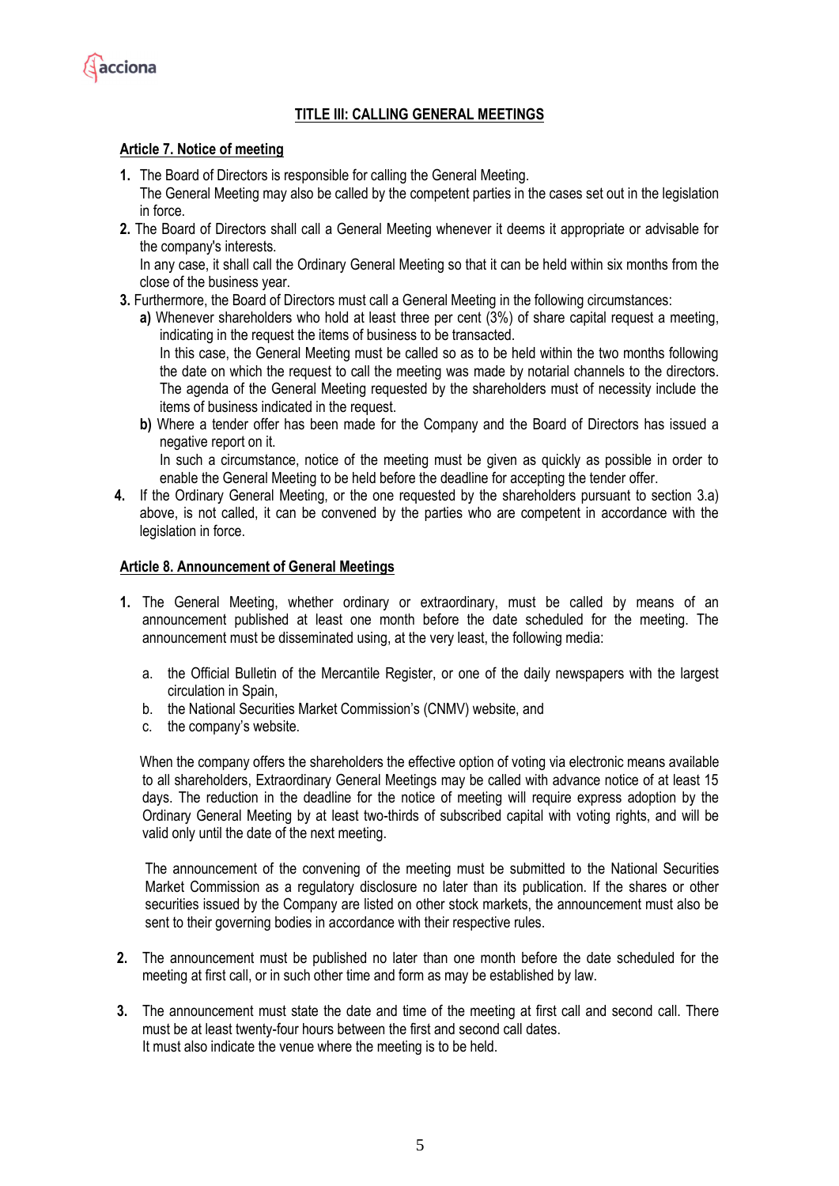## TITLE III: CALLING GENERAL MEETINGS

### Article 7. Notice of meeting

1. The Board of Directors is responsible for calling the General Meeting.
   The General Meeting may also be called by the competent parties in the cases set out in the legislation in force.
2. The Board of Directors shall call a General Meeting whenever it deems it appropriate or advisable for the company's interests.
   In any case, it shall call the Ordinary General Meeting so that it can be held within six months from the close of the business year.
3. Furthermore, the Board of Directors must call a General Meeting in the following circumstances:
   **a)** Whenever shareholders who hold at least three per cent (3%) of share capital request a meeting, indicating in the request the items of business to be transacted.
   In this case, the General Meeting must be called so as to be held within the two months following the date on which the request to call the meeting was made by notarial channels to the directors. The agenda of the General Meeting requested by the shareholders must of necessity include the items of business indicated in the request.
   **b)** Where a tender offer has been made for the Company and the Board of Directors has issued a negative report on it.
   In such a circumstance, notice of the meeting must be given as quickly as possible in order to enable the General Meeting to be held before the deadline for accepting the tender offer.
4. If the Ordinary General Meeting, or the one requested by the shareholders pursuant to section 3.a) above, is not called, it can be convened by the parties who are competent in accordance with the legislation in force.

### Article 8. Announcement of General Meetings

1. The General Meeting, whether ordinary or extraordinary, must be called by means of an announcement published at least one month before the date scheduled for the meeting. The announcement must be disseminated using, at the very least, the following media:

   a. the Official Bulletin of the Mercantile Register, or one of the daily newspapers with the largest circulation in Spain,
   b. the National Securities Market Commission's (CNMV) website, and
   c. the company's website.

   When the company offers the shareholders the effective option of voting via electronic means available to all shareholders, Extraordinary General Meetings may be called with advance notice of at least 15 days. The reduction in the deadline for the notice of meeting will require express adoption by the Ordinary General Meeting by at least two-thirds of subscribed capital with voting rights, and will be valid only until the date of the next meeting.

   The announcement of the convening of the meeting must be submitted to the National Securities Market Commission as a regulatory disclosure no later than its publication. If the shares or other securities issued by the Company are listed on other stock markets, the announcement must also be sent to their governing bodies in accordance with their respective rules.

2. The announcement must be published no later than one month before the date scheduled for the meeting at first call, or in such other time and form as may be established by law.

3. The announcement must state the date and time of the meeting at first call and second call. There must be at least twenty-four hours between the first and second call dates.
   It must also indicate the venue where the meeting is to be held.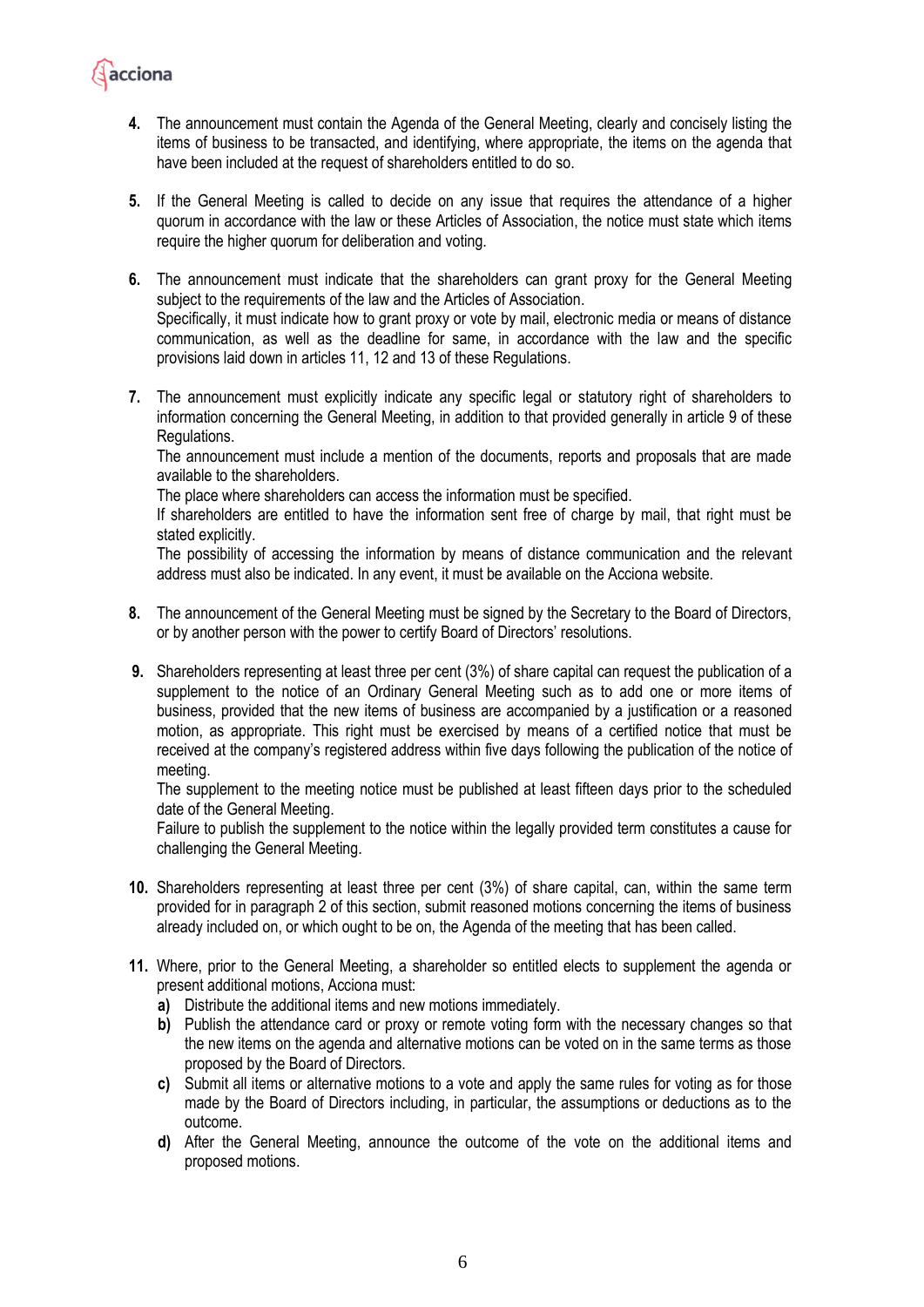4. The announcement must contain the Agenda of the General Meeting, clearly and concisely listing the items of business to be transacted, and identifying, where appropriate, the items on the agenda that have been included at the request of shareholders entitled to do so.

5. If the General Meeting is called to decide on any issue that requires the attendance of a higher quorum in accordance with the law or these Articles of Association, the notice must state which items require the higher quorum for deliberation and voting.

6. The announcement must indicate that the shareholders can grant proxy for the General Meeting subject to the requirements of the law and the Articles of Association.
   Specifically, it must indicate how to grant proxy or vote by mail, electronic media or means of distance communication, as well as the deadline for same, in accordance with the law and the specific provisions laid down in articles 11, 12 and 13 of these Regulations.

7. The announcement must explicitly indicate any specific legal or statutory right of shareholders to information concerning the General Meeting, in addition to that provided generally in article 9 of these Regulations.
   The announcement must include a mention of the documents, reports and proposals that are made available to the shareholders.
   The place where shareholders can access the information must be specified.
   If shareholders are entitled to have the information sent free of charge by mail, that right must be stated explicitly.
   The possibility of accessing the information by means of distance communication and the relevant address must also be indicated. In any event, it must be available on the Acciona website.

8. The announcement of the General Meeting must be signed by the Secretary to the Board of Directors, or by another person with the power to certify Board of Directors' resolutions.

9. Shareholders representing at least three per cent (3%) of share capital can request the publication of a supplement to the notice of an Ordinary General Meeting such as to add one or more items of business, provided that the new items of business are accompanied by a justification or a reasoned motion, as appropriate. This right must be exercised by means of a certified notice that must be received at the company's registered address within five days following the publication of the notice of meeting.
   The supplement to the meeting notice must be published at least fifteen days prior to the scheduled date of the General Meeting.
   Failure to publish the supplement to the notice within the legally provided term constitutes a cause for challenging the General Meeting.

10. Shareholders representing at least three per cent (3%) of share capital, can, within the same term provided for in paragraph 2 of this section, submit reasoned motions concerning the items of business already included on, or which ought to be on, the Agenda of the meeting that has been called.

11. Where, prior to the General Meeting, a shareholder so entitled elects to supplement the agenda or present additional motions, Acciona must:
    a) Distribute the additional items and new motions immediately.
    b) Publish the attendance card or proxy or remote voting form with the necessary changes so that the new items on the agenda and alternative motions can be voted on in the same terms as those proposed by the Board of Directors.
    c) Submit all items or alternative motions to a vote and apply the same rules for voting as for those made by the Board of Directors including, in particular, the assumptions or deductions as to the outcome.
    d) After the General Meeting, announce the outcome of the vote on the additional items and proposed motions.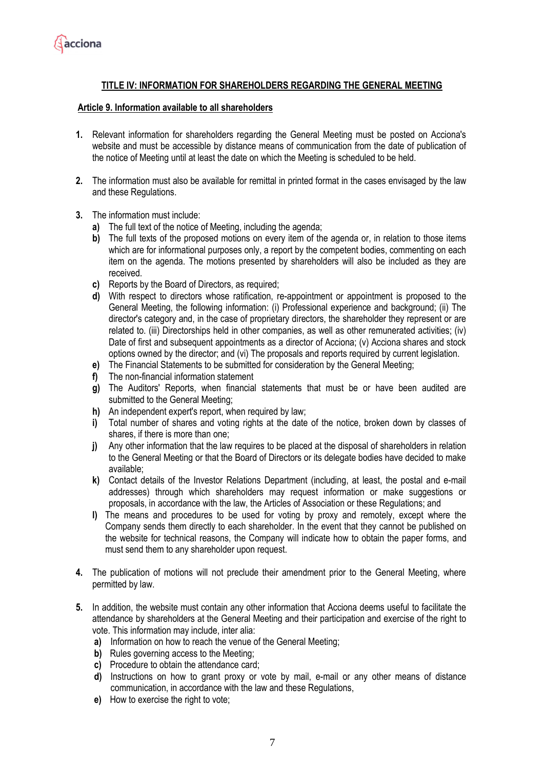## TITLE IV: INFORMATION FOR SHAREHOLDERS REGARDING THE GENERAL MEETING

### Article 9. Information available to all shareholders

1. Relevant information for shareholders regarding the General Meeting must be posted on Acciona's website and must be accessible by distance means of communication from the date of publication of the notice of Meeting until at least the date on which the Meeting is scheduled to be held.

2. The information must also be available for remittal in printed format in the cases envisaged by the law and these Regulations.

3. The information must include:
   - **a)** The full text of the notice of Meeting, including the agenda;
   - **b)** The full texts of the proposed motions on every item of the agenda or, in relation to those items which are for informational purposes only, a report by the competent bodies, commenting on each item on the agenda. The motions presented by shareholders will also be included as they are received.
   - **c)** Reports by the Board of Directors, as required;
   - **d)** With respect to directors whose ratification, re-appointment or appointment is proposed to the General Meeting, the following information: (i) Professional experience and background; (ii) The director's category and, in the case of proprietary directors, the shareholder they represent or are related to. (iii) Directorships held in other companies, as well as other remunerated activities; (iv) Date of first and subsequent appointments as a director of Acciona; (v) Acciona shares and stock options owned by the director; and (vi) The proposals and reports required by current legislation.
   - **e)** The Financial Statements to be submitted for consideration by the General Meeting;
   - **f)** The non-financial information statement
   - **g)** The Auditors' Reports, when financial statements that must be or have been audited are submitted to the General Meeting;
   - **h)** An independent expert's report, when required by law;
   - **i)** Total number of shares and voting rights at the date of the notice, broken down by classes of shares, if there is more than one;
   - **j)** Any other information that the law requires to be placed at the disposal of shareholders in relation to the General Meeting or that the Board of Directors or its delegate bodies have decided to make available;
   - **k)** Contact details of the Investor Relations Department (including, at least, the postal and e-mail addresses) through which shareholders may request information or make suggestions or proposals, in accordance with the law, the Articles of Association or these Regulations; and
   - **l)** The means and procedures to be used for voting by proxy and remotely, except where the Company sends them directly to each shareholder. In the event that they cannot be published on the website for technical reasons, the Company will indicate how to obtain the paper forms, and must send them to any shareholder upon request.

4. The publication of motions will not preclude their amendment prior to the General Meeting, where permitted by law.

5. In addition, the website must contain any other information that Acciona deems useful to facilitate the attendance by shareholders at the General Meeting and their participation and exercise of the right to vote. This information may include, inter alia:
   - **a)** Information on how to reach the venue of the General Meeting;
   - **b)** Rules governing access to the Meeting;
   - **c)** Procedure to obtain the attendance card;
   - **d)** Instructions on how to grant proxy or vote by mail, e-mail or any other means of distance communication, in accordance with the law and these Regulations,
   - **e)** How to exercise the right to vote;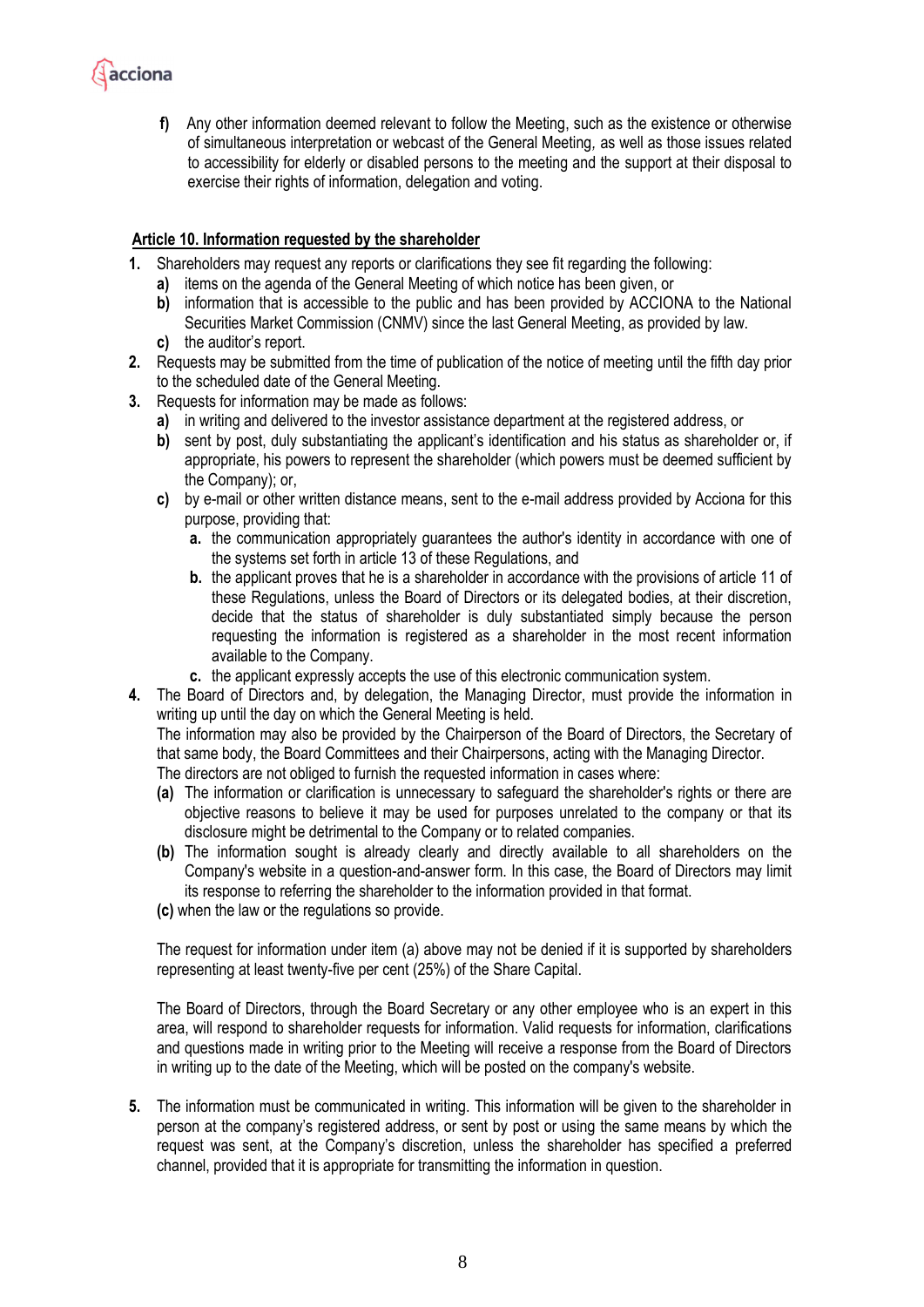f) Any other information deemed relevant to follow the Meeting, such as the existence or otherwise of simultaneous interpretation or webcast of the General Meeting, as well as those issues related to accessibility for elderly or disabled persons to the meeting and the support at their disposal to exercise their rights of information, delegation and voting.

## Article 10. Information requested by the shareholder

1. Shareholders may request any reports or clarifications they see fit regarding the following:
   a) items on the agenda of the General Meeting of which notice has been given, or
   b) information that is accessible to the public and has been provided by ACCIONA to the National Securities Market Commission (CNMV) since the last General Meeting, as provided by law.
   c) the auditor's report.
2. Requests may be submitted from the time of publication of the notice of meeting until the fifth day prior to the scheduled date of the General Meeting.
3. Requests for information may be made as follows:
   a) in writing and delivered to the investor assistance department at the registered address, or
   b) sent by post, duly substantiating the applicant's identification and his status as shareholder or, if appropriate, his powers to represent the shareholder (which powers must be deemed sufficient by the Company); or,
   c) by e-mail or other written distance means, sent to the e-mail address provided by Acciona for this purpose, providing that:
      a. the communication appropriately guarantees the author's identity in accordance with one of the systems set forth in article 13 of these Regulations, and
      b. the applicant proves that he is a shareholder in accordance with the provisions of article 11 of these Regulations, unless the Board of Directors or its delegated bodies, at their discretion, decide that the status of shareholder is duly substantiated simply because the person requesting the information is registered as a shareholder in the most recent information available to the Company.
      c. the applicant expressly accepts the use of this electronic communication system.
4. The Board of Directors and, by delegation, the Managing Director, must provide the information in writing up until the day on which the General Meeting is held.
   The information may also be provided by the Chairperson of the Board of Directors, the Secretary of that same body, the Board Committees and their Chairpersons, acting with the Managing Director.
   The directors are not obliged to furnish the requested information in cases where:
   **(a)** The information or clarification is unnecessary to safeguard the shareholder's rights or there are objective reasons to believe it may be used for purposes unrelated to the company or that its disclosure might be detrimental to the Company or to related companies.
   **(b)** The information sought is already clearly and directly available to all shareholders on the Company's website in a question-and-answer form. In this case, the Board of Directors may limit its response to referring the shareholder to the information provided in that format.
   **(c)** when the law or the regulations so provide.

   The request for information under item (a) above may not be denied if it is supported by shareholders representing at least twenty-five per cent (25%) of the Share Capital.

   The Board of Directors, through the Board Secretary or any other employee who is an expert in this area, will respond to shareholder requests for information. Valid requests for information, clarifications and questions made in writing prior to the Meeting will receive a response from the Board of Directors in writing up to the date of the Meeting, which will be posted on the company's website.

5. The information must be communicated in writing. This information will be given to the shareholder in person at the company's registered address, or sent by post or using the same means by which the request was sent, at the Company's discretion, unless the shareholder has specified a preferred channel, provided that it is appropriate for transmitting the information in question.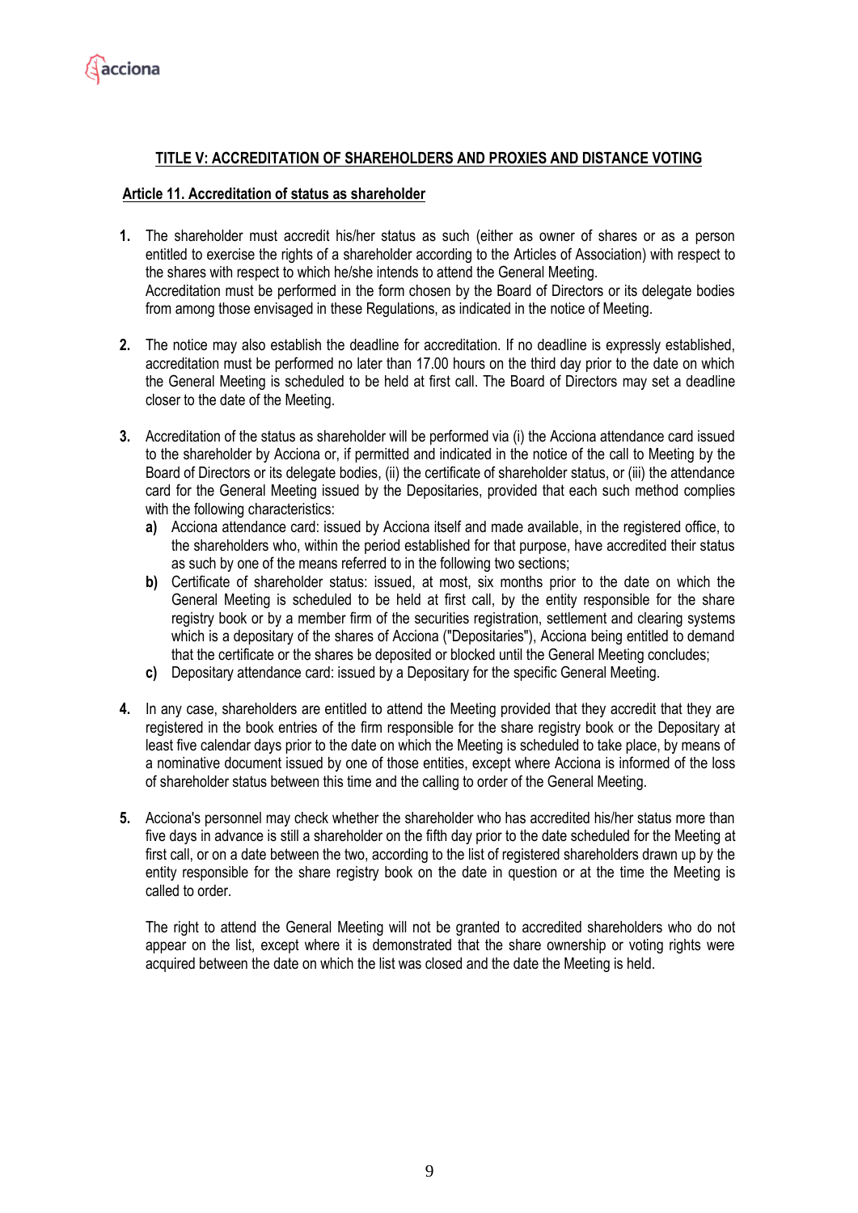## TITLE V: ACCREDITATION OF SHAREHOLDERS AND PROXIES AND DISTANCE VOTING

### Article 11. Accreditation of status as shareholder

1. The shareholder must accredit his/her status as such (either as owner of shares or as a person entitled to exercise the rights of a shareholder according to the Articles of Association) with respect to the shares with respect to which he/she intends to attend the General Meeting.
   Accreditation must be performed in the form chosen by the Board of Directors or its delegate bodies from among those envisaged in these Regulations, as indicated in the notice of Meeting.

2. The notice may also establish the deadline for accreditation. If no deadline is expressly established, accreditation must be performed no later than 17.00 hours on the third day prior to the date on which the General Meeting is scheduled to be held at first call. The Board of Directors may set a deadline closer to the date of the Meeting.

3. Accreditation of the status as shareholder will be performed via (i) the Acciona attendance card issued to the shareholder by Acciona or, if permitted and indicated in the notice of the call to Meeting by the Board of Directors or its delegate bodies, (ii) the certificate of shareholder status, or (iii) the attendance card for the General Meeting issued by the Depositaries, provided that each such method complies with the following characteristics:
   - **a)** Acciona attendance card: issued by Acciona itself and made available, in the registered office, to the shareholders who, within the period established for that purpose, have accredited their status as such by one of the means referred to in the following two sections;
   - **b)** Certificate of shareholder status: issued, at most, six months prior to the date on which the General Meeting is scheduled to be held at first call, by the entity responsible for the share registry book or by a member firm of the securities registration, settlement and clearing systems which is a depositary of the shares of Acciona ("Depositaries"), Acciona being entitled to demand that the certificate or the shares be deposited or blocked until the General Meeting concludes;
   - **c)** Depositary attendance card: issued by a Depositary for the specific General Meeting.

4. In any case, shareholders are entitled to attend the Meeting provided that they accredit that they are registered in the book entries of the firm responsible for the share registry book or the Depositary at least five calendar days prior to the date on which the Meeting is scheduled to take place, by means of a nominative document issued by one of those entities, except where Acciona is informed of the loss of shareholder status between this time and the calling to order of the General Meeting.

5. Acciona's personnel may check whether the shareholder who has accredited his/her status more than five days in advance is still a shareholder on the fifth day prior to the date scheduled for the Meeting at first call, or on a date between the two, according to the list of registered shareholders drawn up by the entity responsible for the share registry book on the date in question or at the time the Meeting is called to order.

   The right to attend the General Meeting will not be granted to accredited shareholders who do not appear on the list, except where it is demonstrated that the share ownership or voting rights were acquired between the date on which the list was closed and the date the Meeting is held.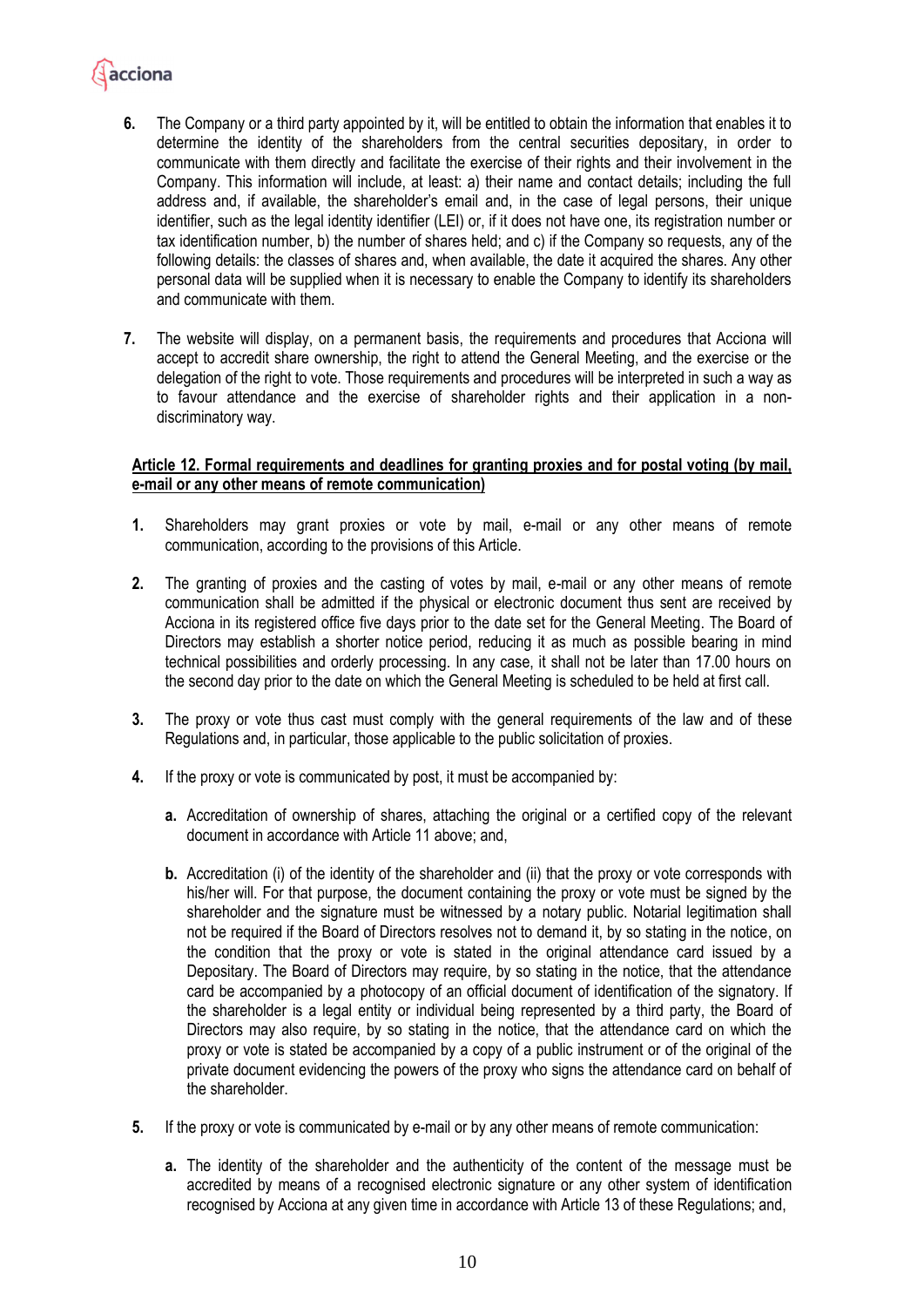6. The Company or a third party appointed by it, will be entitled to obtain the information that enables it to determine the identity of the shareholders from the central securities depositary, in order to communicate with them directly and facilitate the exercise of their rights and their involvement in the Company. This information will include, at least: a) their name and contact details; including the full address and, if available, the shareholder's email and, in the case of legal persons, their unique identifier, such as the legal identity identifier (LEI) or, if it does not have one, its registration number or tax identification number, b) the number of shares held; and c) if the Company so requests, any of the following details: the classes of shares and, when available, the date it acquired the shares. Any other personal data will be supplied when it is necessary to enable the Company to identify its shareholders and communicate with them.

7. The website will display, on a permanent basis, the requirements and procedures that Acciona will accept to accredit share ownership, the right to attend the General Meeting, and the exercise or the delegation of the right to vote. Those requirements and procedures will be interpreted in such a way as to favour attendance and the exercise of shareholder rights and their application in a non-discriminatory way.

## Article 12. Formal requirements and deadlines for granting proxies and for postal voting (by mail, e-mail or any other means of remote communication)

1. Shareholders may grant proxies or vote by mail, e-mail or any other means of remote communication, according to the provisions of this Article.

2. The granting of proxies and the casting of votes by mail, e-mail or any other means of remote communication shall be admitted if the physical or electronic document thus sent are received by Acciona in its registered office five days prior to the date set for the General Meeting. The Board of Directors may establish a shorter notice period, reducing it as much as possible bearing in mind technical possibilities and orderly processing. In any case, it shall not be later than 17.00 hours on the second day prior to the date on which the General Meeting is scheduled to be held at first call.

3. The proxy or vote thus cast must comply with the general requirements of the law and of these Regulations and, in particular, those applicable to the public solicitation of proxies.

4. If the proxy or vote is communicated by post, it must be accompanied by:

   **a.** Accreditation of ownership of shares, attaching the original or a certified copy of the relevant document in accordance with Article 11 above; and,

   **b.** Accreditation (i) of the identity of the shareholder and (ii) that the proxy or vote corresponds with his/her will. For that purpose, the document containing the proxy or vote must be signed by the shareholder and the signature must be witnessed by a notary public. Notarial legitimation shall not be required if the Board of Directors resolves not to demand it, by so stating in the notice, on the condition that the proxy or vote is stated in the original attendance card issued by a Depositary. The Board of Directors may require, by so stating in the notice, that the attendance card be accompanied by a photocopy of an official document of identification of the signatory. If the shareholder is a legal entity or individual being represented by a third party, the Board of Directors may also require, by so stating in the notice, that the attendance card on which the proxy or vote is stated be accompanied by a copy of a public instrument or of the original of the private document evidencing the powers of the proxy who signs the attendance card on behalf of the shareholder.

5. If the proxy or vote is communicated by e-mail or by any other means of remote communication:

   **a.** The identity of the shareholder and the authenticity of the content of the message must be accredited by means of a recognised electronic signature or any other system of identification recognised by Acciona at any given time in accordance with Article 13 of these Regulations; and,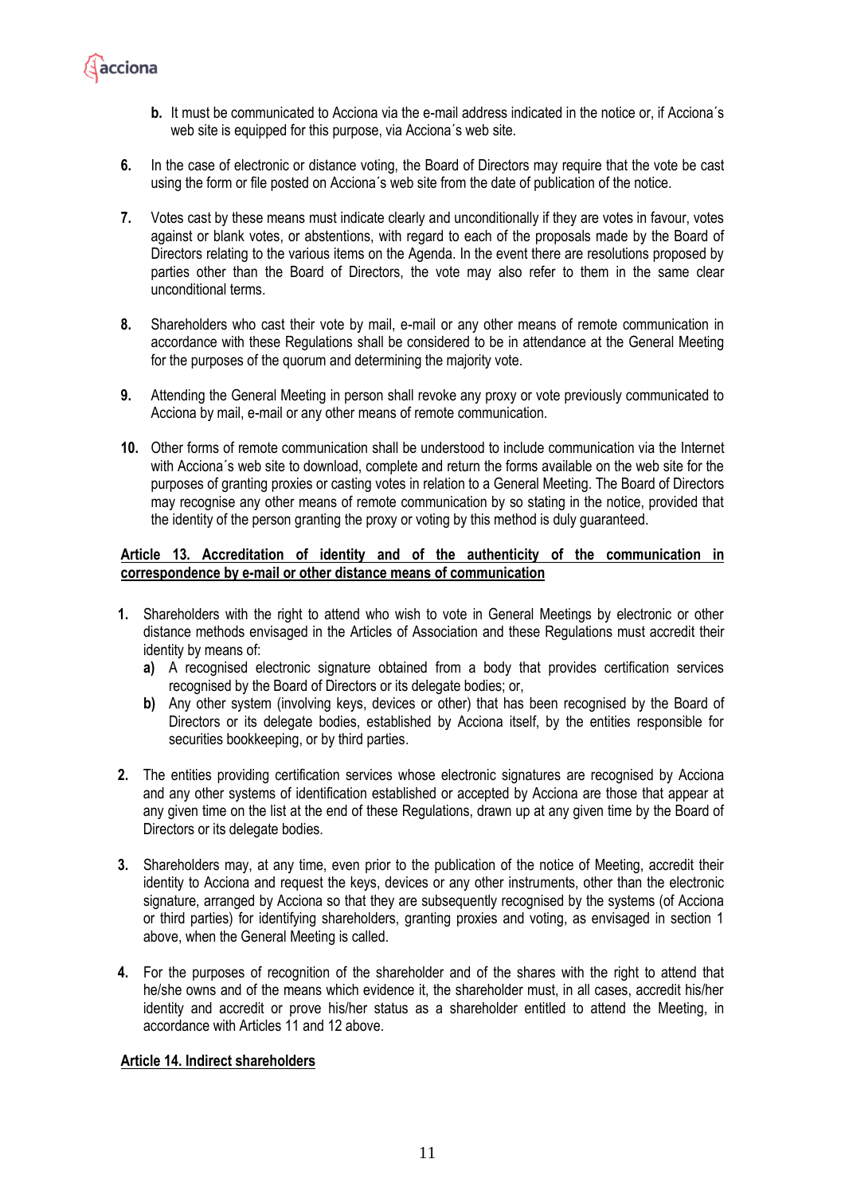**b.** It must be communicated to Acciona via the e-mail address indicated in the notice or, if Acciona´s web site is equipped for this purpose, via Acciona´s web site.

**6.** In the case of electronic or distance voting, the Board of Directors may require that the vote be cast using the form or file posted on Acciona´s web site from the date of publication of the notice.

**7.** Votes cast by these means must indicate clearly and unconditionally if they are votes in favour, votes against or blank votes, or abstentions, with regard to each of the proposals made by the Board of Directors relating to the various items on the Agenda. In the event there are resolutions proposed by parties other than the Board of Directors, the vote may also refer to them in the same clear unconditional terms.

**8.** Shareholders who cast their vote by mail, e-mail or any other means of remote communication in accordance with these Regulations shall be considered to be in attendance at the General Meeting for the purposes of the quorum and determining the majority vote.

**9.** Attending the General Meeting in person shall revoke any proxy or vote previously communicated to Acciona by mail, e-mail or any other means of remote communication.

**10.** Other forms of remote communication shall be understood to include communication via the Internet with Acciona´s web site to download, complete and return the forms available on the web site for the purposes of granting proxies or casting votes in relation to a General Meeting. The Board of Directors may recognise any other means of remote communication by so stating in the notice, provided that the identity of the person granting the proxy or voting by this method is duly guaranteed.

**Article 13. Accreditation of identity and of the authenticity of the communication in correspondence by e-mail or other distance means of communication**

**1.** Shareholders with the right to attend who wish to vote in General Meetings by electronic or other distance methods envisaged in the Articles of Association and these Regulations must accredit their identity by means of:

   **a)** A recognised electronic signature obtained from a body that provides certification services recognised by the Board of Directors or its delegate bodies; or,

   **b)** Any other system (involving keys, devices or other) that has been recognised by the Board of Directors or its delegate bodies, established by Acciona itself, by the entities responsible for securities bookkeeping, or by third parties.

**2.** The entities providing certification services whose electronic signatures are recognised by Acciona and any other systems of identification established or accepted by Acciona are those that appear at any given time on the list at the end of these Regulations, drawn up at any given time by the Board of Directors or its delegate bodies.

**3.** Shareholders may, at any time, even prior to the publication of the notice of Meeting, accredit their identity to Acciona and request the keys, devices or any other instruments, other than the electronic signature, arranged by Acciona so that they are subsequently recognised by the systems (of Acciona or third parties) for identifying shareholders, granting proxies and voting, as envisaged in section 1 above, when the General Meeting is called.

**4.** For the purposes of recognition of the shareholder and of the shares with the right to attend that he/she owns and of the means which evidence it, the shareholder must, in all cases, accredit his/her identity and accredit or prove his/her status as a shareholder entitled to attend the Meeting, in accordance with Articles 11 and 12 above.

**Article 14. Indirect shareholders**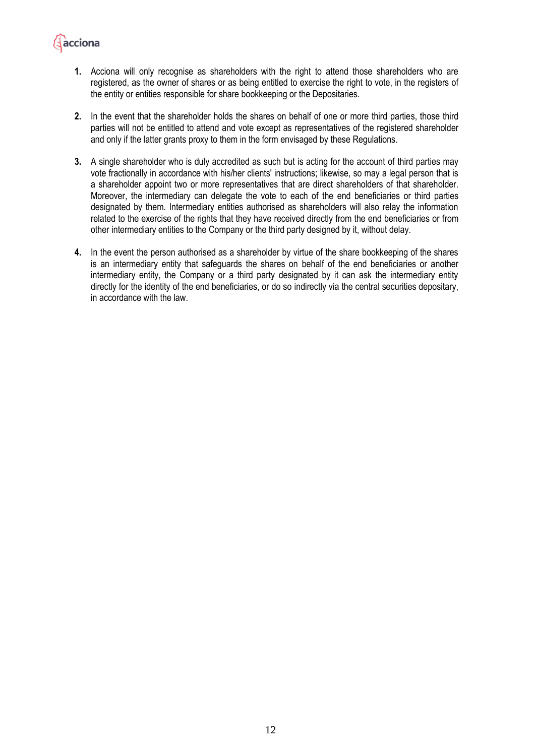1. Acciona will only recognise as shareholders with the right to attend those shareholders who are registered, as the owner of shares or as being entitled to exercise the right to vote, in the registers of the entity or entities responsible for share bookkeeping or the Depositaries.

2. In the event that the shareholder holds the shares on behalf of one or more third parties, those third parties will not be entitled to attend and vote except as representatives of the registered shareholder and only if the latter grants proxy to them in the form envisaged by these Regulations.

3. A single shareholder who is duly accredited as such but is acting for the account of third parties may vote fractionally in accordance with his/her clients' instructions; likewise, so may a legal person that is a shareholder appoint two or more representatives that are direct shareholders of that shareholder. Moreover, the intermediary can delegate the vote to each of the end beneficiaries or third parties designated by them. Intermediary entities authorised as shareholders will also relay the information related to the exercise of the rights that they have received directly from the end beneficiaries or from other intermediary entities to the Company or the third party designed by it, without delay.

4. In the event the person authorised as a shareholder by virtue of the share bookkeeping of the shares is an intermediary entity that safeguards the shares on behalf of the end beneficiaries or another intermediary entity, the Company or a third party designated by it can ask the intermediary entity directly for the identity of the end beneficiaries, or do so indirectly via the central securities depositary, in accordance with the law.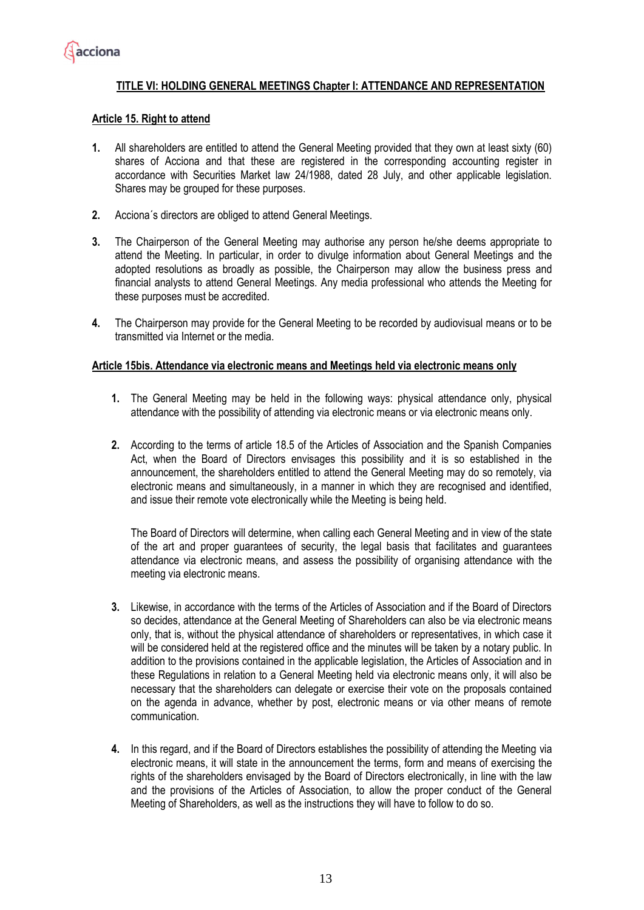## TITLE VI: HOLDING GENERAL MEETINGS Chapter I: ATTENDANCE AND REPRESENTATION

### Article 15. Right to attend

1. All shareholders are entitled to attend the General Meeting provided that they own at least sixty (60) shares of Acciona and that these are registered in the corresponding accounting register in accordance with Securities Market law 24/1988, dated 28 July, and other applicable legislation. Shares may be grouped for these purposes.

2. Acciona´s directors are obliged to attend General Meetings.

3. The Chairperson of the General Meeting may authorise any person he/she deems appropriate to attend the Meeting. In particular, in order to divulge information about General Meetings and the adopted resolutions as broadly as possible, the Chairperson may allow the business press and financial analysts to attend General Meetings. Any media professional who attends the Meeting for these purposes must be accredited.

4. The Chairperson may provide for the General Meeting to be recorded by audiovisual means or to be transmitted via Internet or the media.

### Article 15bis. Attendance via electronic means and Meetings held via electronic means only

1. The General Meeting may be held in the following ways: physical attendance only, physical attendance with the possibility of attending via electronic means or via electronic means only.

2. According to the terms of article 18.5 of the Articles of Association and the Spanish Companies Act, when the Board of Directors envisages this possibility and it is so established in the announcement, the shareholders entitled to attend the General Meeting may do so remotely, via electronic means and simultaneously, in a manner in which they are recognised and identified, and issue their remote vote electronically while the Meeting is being held.

   The Board of Directors will determine, when calling each General Meeting and in view of the state of the art and proper guarantees of security, the legal basis that facilitates and guarantees attendance via electronic means, and assess the possibility of organising attendance with the meeting via electronic means.

3. Likewise, in accordance with the terms of the Articles of Association and if the Board of Directors so decides, attendance at the General Meeting of Shareholders can also be via electronic means only, that is, without the physical attendance of shareholders or representatives, in which case it will be considered held at the registered office and the minutes will be taken by a notary public. In addition to the provisions contained in the applicable legislation, the Articles of Association and in these Regulations in relation to a General Meeting held via electronic means only, it will also be necessary that the shareholders can delegate or exercise their vote on the proposals contained on the agenda in advance, whether by post, electronic means or via other means of remote communication.

4. In this regard, and if the Board of Directors establishes the possibility of attending the Meeting via electronic means, it will state in the announcement the terms, form and means of exercising the rights of the shareholders envisaged by the Board of Directors electronically, in line with the law and the provisions of the Articles of Association, to allow the proper conduct of the General Meeting of Shareholders, as well as the instructions they will have to follow to do so.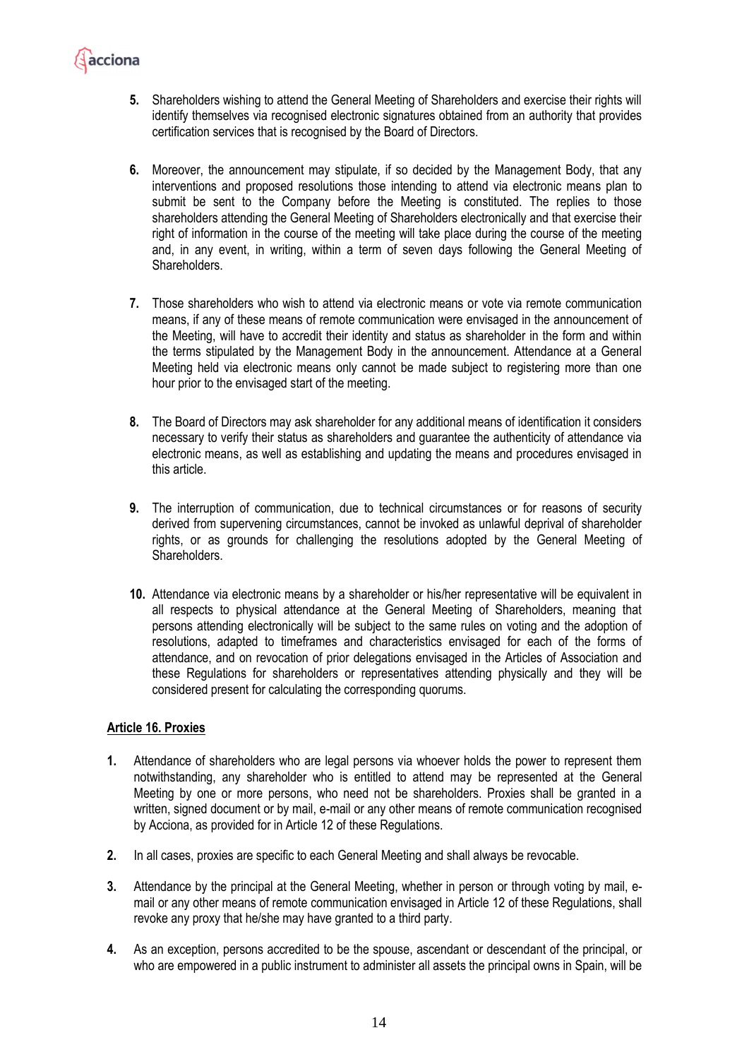5. Shareholders wishing to attend the General Meeting of Shareholders and exercise their rights will identify themselves via recognised electronic signatures obtained from an authority that provides certification services that is recognised by the Board of Directors.

6. Moreover, the announcement may stipulate, if so decided by the Management Body, that any interventions and proposed resolutions those intending to attend via electronic means plan to submit be sent to the Company before the Meeting is constituted. The replies to those shareholders attending the General Meeting of Shareholders electronically and that exercise their right of information in the course of the meeting will take place during the course of the meeting and, in any event, in writing, within a term of seven days following the General Meeting of Shareholders.

7. Those shareholders who wish to attend via electronic means or vote via remote communication means, if any of these means of remote communication were envisaged in the announcement of the Meeting, will have to accredit their identity and status as shareholder in the form and within the terms stipulated by the Management Body in the announcement. Attendance at a General Meeting held via electronic means only cannot be made subject to registering more than one hour prior to the envisaged start of the meeting.

8. The Board of Directors may ask shareholder for any additional means of identification it considers necessary to verify their status as shareholders and guarantee the authenticity of attendance via electronic means, as well as establishing and updating the means and procedures envisaged in this article.

9. The interruption of communication, due to technical circumstances or for reasons of security derived from supervening circumstances, cannot be invoked as unlawful deprival of shareholder rights, or as grounds for challenging the resolutions adopted by the General Meeting of Shareholders.

10. Attendance via electronic means by a shareholder or his/her representative will be equivalent in all respects to physical attendance at the General Meeting of Shareholders, meaning that persons attending electronically will be subject to the same rules on voting and the adoption of resolutions, adapted to timeframes and characteristics envisaged for each of the forms of attendance, and on revocation of prior delegations envisaged in the Articles of Association and these Regulations for shareholders or representatives attending physically and they will be considered present for calculating the corresponding quorums.

## Article 16. Proxies

1. Attendance of shareholders who are legal persons via whoever holds the power to represent them notwithstanding, any shareholder who is entitled to attend may be represented at the General Meeting by one or more persons, who need not be shareholders. Proxies shall be granted in a written, signed document or by mail, e-mail or any other means of remote communication recognised by Acciona, as provided for in Article 12 of these Regulations.

2. In all cases, proxies are specific to each General Meeting and shall always be revocable.

3. Attendance by the principal at the General Meeting, whether in person or through voting by mail, e-mail or any other means of remote communication envisaged in Article 12 of these Regulations, shall revoke any proxy that he/she may have granted to a third party.

4. As an exception, persons accredited to be the spouse, ascendant or descendant of the principal, or who are empowered in a public instrument to administer all assets the principal owns in Spain, will be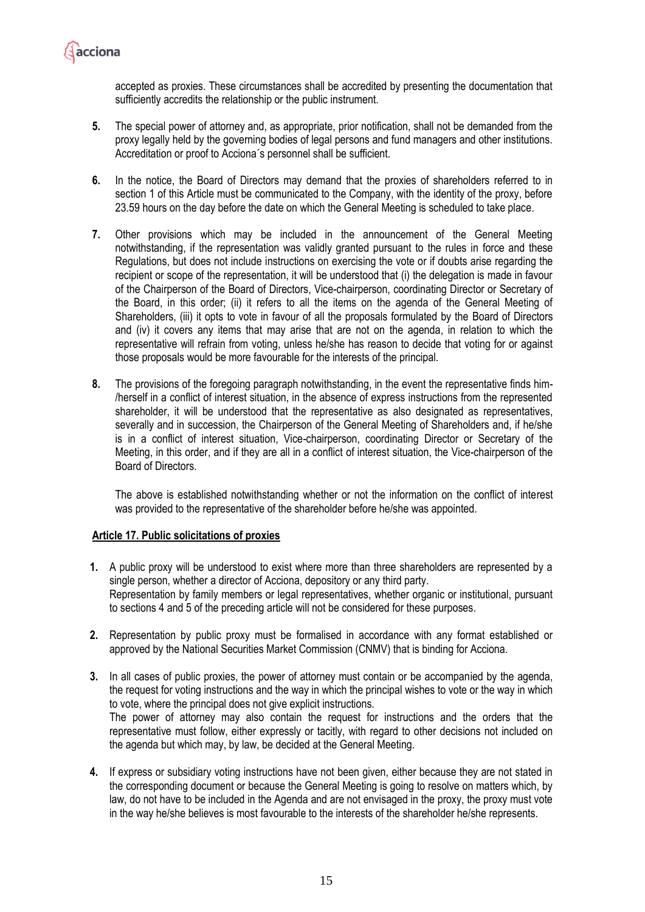accepted as proxies. These circumstances shall be accredited by presenting the documentation that sufficiently accredits the relationship or the public instrument.

5. The special power of attorney and, as appropriate, prior notification, shall not be demanded from the proxy legally held by the governing bodies of legal persons and fund managers and other institutions. Accreditation or proof to Acciona´s personnel shall be sufficient.

6. In the notice, the Board of Directors may demand that the proxies of shareholders referred to in section 1 of this Article must be communicated to the Company, with the identity of the proxy, before 23.59 hours on the day before the date on which the General Meeting is scheduled to take place.

7. Other provisions which may be included in the announcement of the General Meeting notwithstanding, if the representation was validly granted pursuant to the rules in force and these Regulations, but does not include instructions on exercising the vote or if doubts arise regarding the recipient or scope of the representation, it will be understood that (i) the delegation is made in favour of the Chairperson of the Board of Directors, Vice-chairperson, coordinating Director or Secretary of the Board, in this order; (ii) it refers to all the items on the agenda of the General Meeting of Shareholders, (iii) it opts to vote in favour of all the proposals formulated by the Board of Directors and (iv) it covers any items that may arise that are not on the agenda, in relation to which the representative will refrain from voting, unless he/she has reason to decide that voting for or against those proposals would be more favourable for the interests of the principal.

8. The provisions of the foregoing paragraph notwithstanding, in the event the representative finds him-/herself in a conflict of interest situation, in the absence of express instructions from the represented shareholder, it will be understood that the representative as also designated as representatives, severally and in succession, the Chairperson of the General Meeting of Shareholders and, if he/she is in a conflict of interest situation, Vice-chairperson, coordinating Director or Secretary of the Meeting, in this order, and if they are all in a conflict of interest situation, the Vice-chairperson of the Board of Directors.

   The above is established notwithstanding whether or not the information on the conflict of interest was provided to the representative of the shareholder before he/she was appointed.

### Article 17. Public solicitations of proxies

1. A public proxy will be understood to exist where more than three shareholders are represented by a single person, whether a director of Acciona, depository or any third party.
   Representation by family members or legal representatives, whether organic or institutional, pursuant to sections 4 and 5 of the preceding article will not be considered for these purposes.

2. Representation by public proxy must be formalised in accordance with any format established or approved by the National Securities Market Commission (CNMV) that is binding for Acciona.

3. In all cases of public proxies, the power of attorney must contain or be accompanied by the agenda, the request for voting instructions and the way in which the principal wishes to vote or the way in which to vote, where the principal does not give explicit instructions.
   The power of attorney may also contain the request for instructions and the orders that the representative must follow, either expressly or tacitly, with regard to other decisions not included on the agenda but which may, by law, be decided at the General Meeting.

4. If express or subsidiary voting instructions have not been given, either because they are not stated in the corresponding document or because the General Meeting is going to resolve on matters which, by law, do not have to be included in the Agenda and are not envisaged in the proxy, the proxy must vote in the way he/she believes is most favourable to the interests of the shareholder he/she represents.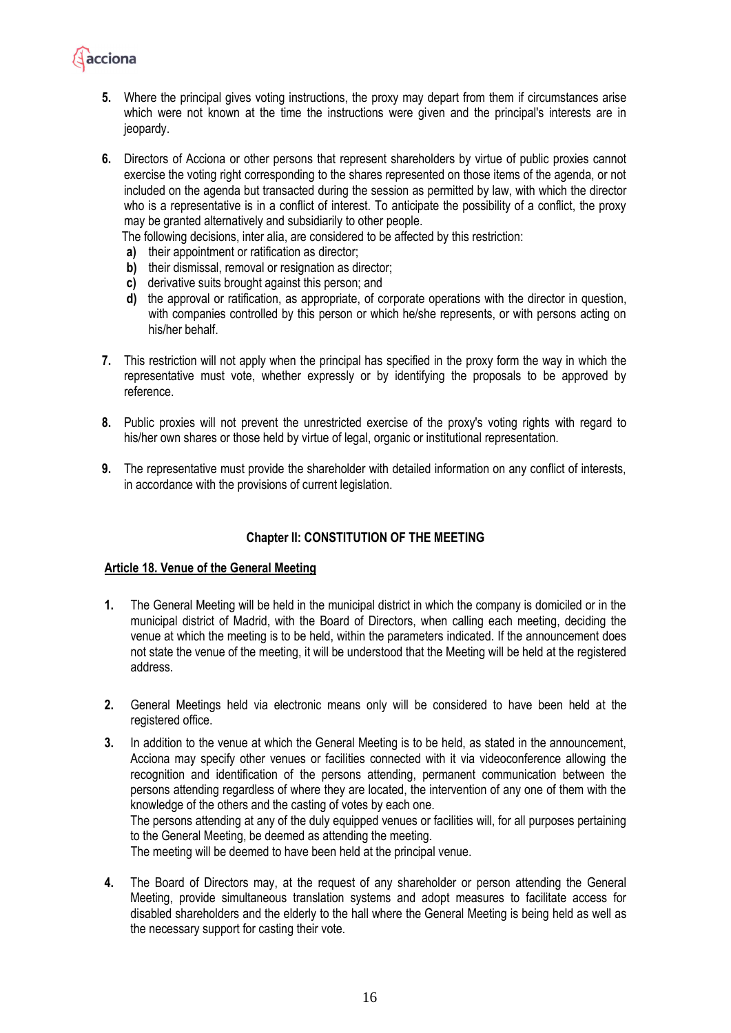5. Where the principal gives voting instructions, the proxy may depart from them if circumstances arise which were not known at the time the instructions were given and the principal's interests are in jeopardy.

6. Directors of Acciona or other persons that represent shareholders by virtue of public proxies cannot exercise the voting right corresponding to the shares represented on those items of the agenda, or not included on the agenda but transacted during the session as permitted by law, with which the director who is a representative is in a conflict of interest. To anticipate the possibility of a conflict, the proxy may be granted alternatively and subsidiarily to other people.
   The following decisions, inter alia, are considered to be affected by this restriction:
   **a)** their appointment or ratification as director;
   **b)** their dismissal, removal or resignation as director;
   **c)** derivative suits brought against this person; and
   **d)** the approval or ratification, as appropriate, of corporate operations with the director in question, with companies controlled by this person or which he/she represents, or with persons acting on his/her behalf.

7. This restriction will not apply when the principal has specified in the proxy form the way in which the representative must vote, whether expressly or by identifying the proposals to be approved by reference.

8. Public proxies will not prevent the unrestricted exercise of the proxy's voting rights with regard to his/her own shares or those held by virtue of legal, organic or institutional representation.

9. The representative must provide the shareholder with detailed information on any conflict of interests, in accordance with the provisions of current legislation.

## Chapter II: CONSTITUTION OF THE MEETING

### Article 18. Venue of the General Meeting

1. The General Meeting will be held in the municipal district in which the company is domiciled or in the municipal district of Madrid, with the Board of Directors, when calling each meeting, deciding the venue at which the meeting is to be held, within the parameters indicated. If the announcement does not state the venue of the meeting, it will be understood that the Meeting will be held at the registered address.

2. General Meetings held via electronic means only will be considered to have been held at the registered office.

3. In addition to the venue at which the General Meeting is to be held, as stated in the announcement, Acciona may specify other venues or facilities connected with it via videoconference allowing the recognition and identification of the persons attending, permanent communication between the persons attending regardless of where they are located, the intervention of any one of them with the knowledge of the others and the casting of votes by each one.
   The persons attending at any of the duly equipped venues or facilities will, for all purposes pertaining to the General Meeting, be deemed as attending the meeting.
   The meeting will be deemed to have been held at the principal venue.

4. The Board of Directors may, at the request of any shareholder or person attending the General Meeting, provide simultaneous translation systems and adopt measures to facilitate access for disabled shareholders and the elderly to the hall where the General Meeting is being held as well as the necessary support for casting their vote.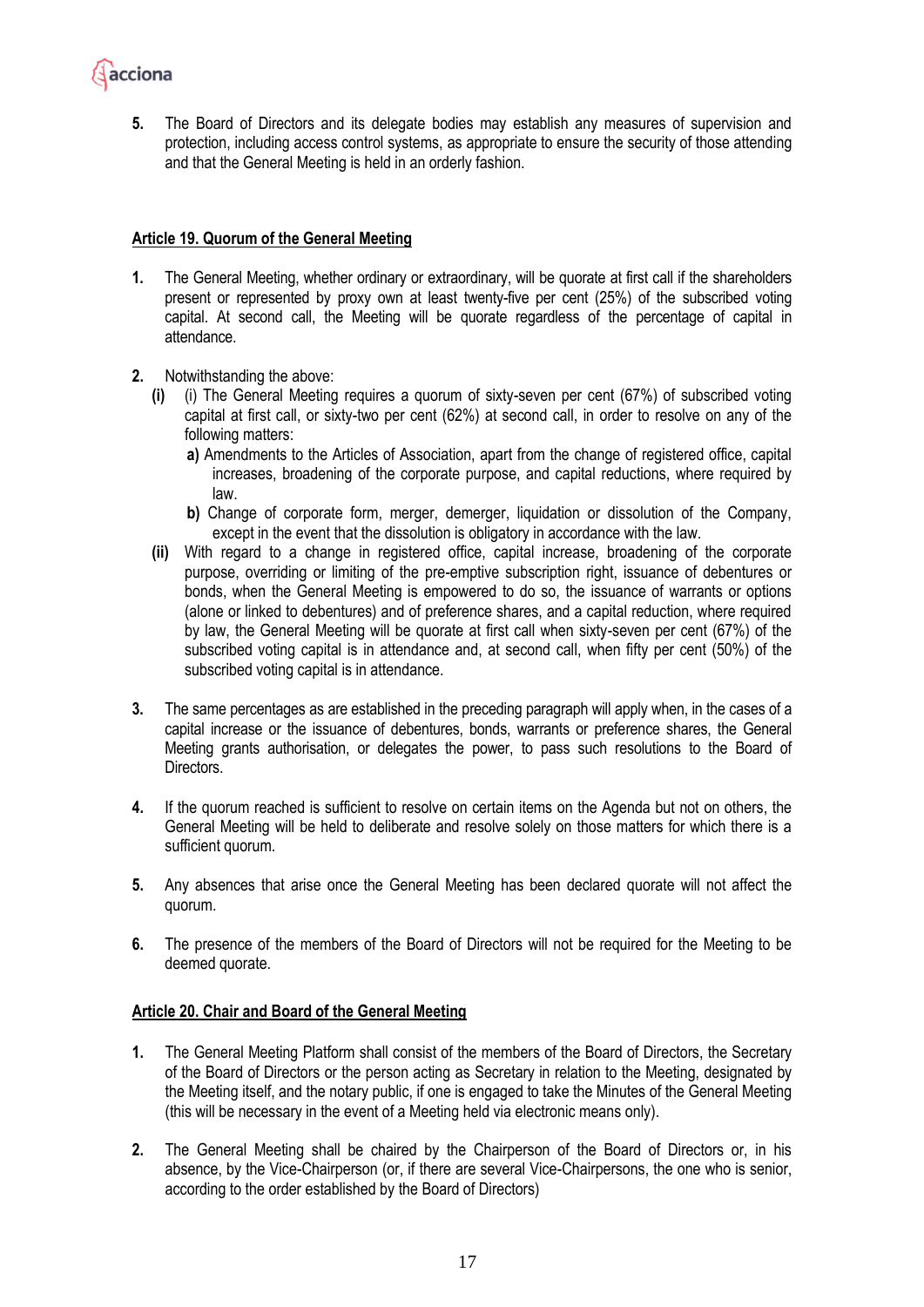5. The Board of Directors and its delegate bodies may establish any measures of supervision and protection, including access control systems, as appropriate to ensure the security of those attending and that the General Meeting is held in an orderly fashion.

## Article 19. Quorum of the General Meeting

1. The General Meeting, whether ordinary or extraordinary, will be quorate at first call if the shareholders present or represented by proxy own at least twenty-five per cent (25%) of the subscribed voting capital. At second call, the Meeting will be quorate regardless of the percentage of capital in attendance.

2. Notwithstanding the above:
   - **(i)** (i) The General Meeting requires a quorum of sixty-seven per cent (67%) of subscribed voting capital at first call, or sixty-two per cent (62%) at second call, in order to resolve on any of the following matters:
     - **a)** Amendments to the Articles of Association, apart from the change of registered office, capital increases, broadening of the corporate purpose, and capital reductions, where required by law.
     - **b)** Change of corporate form, merger, demerger, liquidation or dissolution of the Company, except in the event that the dissolution is obligatory in accordance with the law.
   - **(ii)** With regard to a change in registered office, capital increase, broadening of the corporate purpose, overriding or limiting of the pre-emptive subscription right, issuance of debentures or bonds, when the General Meeting is empowered to do so, the issuance of warrants or options (alone or linked to debentures) and of preference shares, and a capital reduction, where required by law, the General Meeting will be quorate at first call when sixty-seven per cent (67%) of the subscribed voting capital is in attendance and, at second call, when fifty per cent (50%) of the subscribed voting capital is in attendance.

3. The same percentages as are established in the preceding paragraph will apply when, in the cases of a capital increase or the issuance of debentures, bonds, warrants or preference shares, the General Meeting grants authorisation, or delegates the power, to pass such resolutions to the Board of Directors.

4. If the quorum reached is sufficient to resolve on certain items on the Agenda but not on others, the General Meeting will be held to deliberate and resolve solely on those matters for which there is a sufficient quorum.

5. Any absences that arise once the General Meeting has been declared quorate will not affect the quorum.

6. The presence of the members of the Board of Directors will not be required for the Meeting to be deemed quorate.

## Article 20. Chair and Board of the General Meeting

1. The General Meeting Platform shall consist of the members of the Board of Directors, the Secretary of the Board of Directors or the person acting as Secretary in relation to the Meeting, designated by the Meeting itself, and the notary public, if one is engaged to take the Minutes of the General Meeting (this will be necessary in the event of a Meeting held via electronic means only).

2. The General Meeting shall be chaired by the Chairperson of the Board of Directors or, in his absence, by the Vice-Chairperson (or, if there are several Vice-Chairpersons, the one who is senior, according to the order established by the Board of Directors)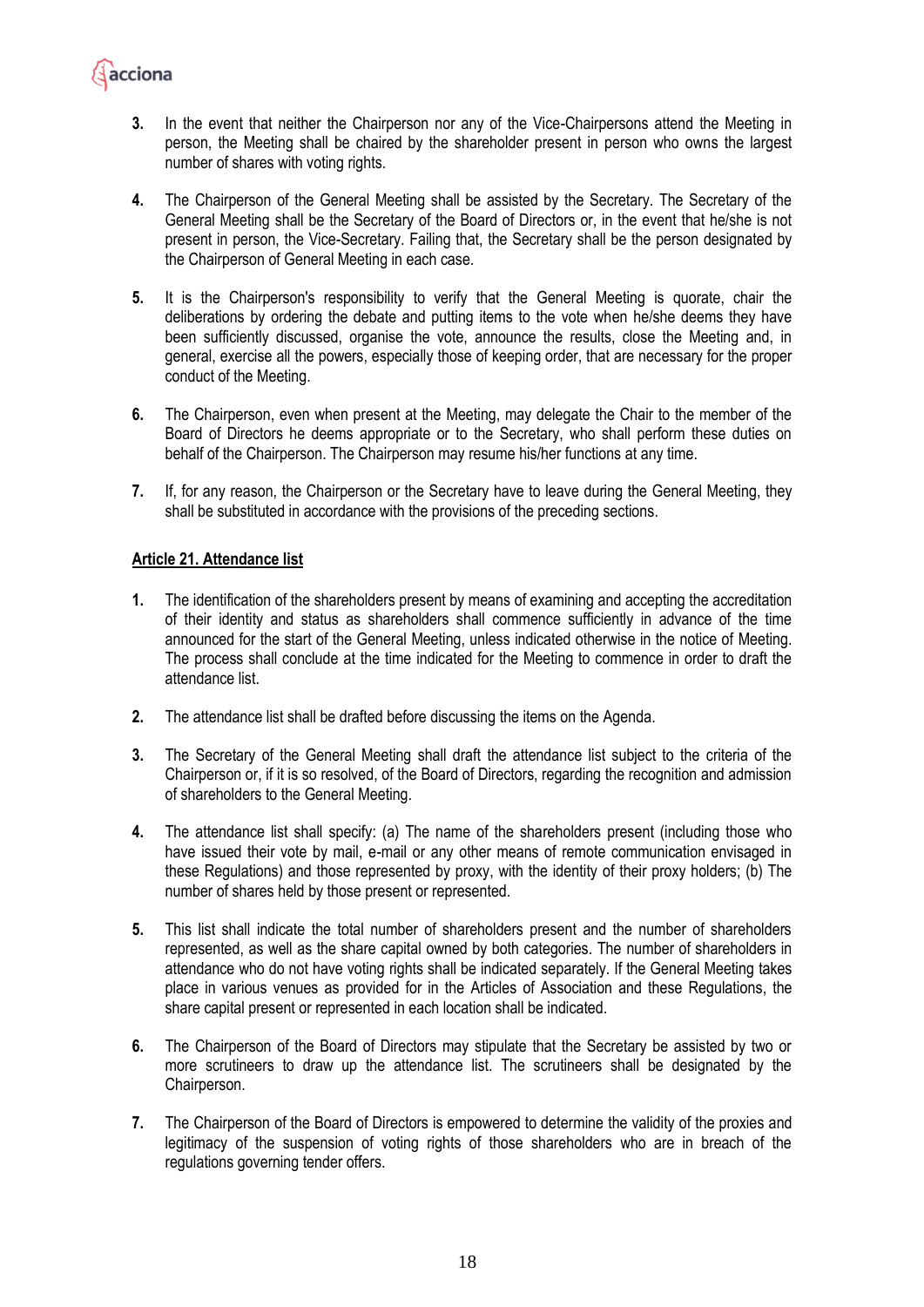3. In the event that neither the Chairperson nor any of the Vice-Chairpersons attend the Meeting in person, the Meeting shall be chaired by the shareholder present in person who owns the largest number of shares with voting rights.

4. The Chairperson of the General Meeting shall be assisted by the Secretary. The Secretary of the General Meeting shall be the Secretary of the Board of Directors or, in the event that he/she is not present in person, the Vice-Secretary. Failing that, the Secretary shall be the person designated by the Chairperson of General Meeting in each case.

5. It is the Chairperson's responsibility to verify that the General Meeting is quorate, chair the deliberations by ordering the debate and putting items to the vote when he/she deems they have been sufficiently discussed, organise the vote, announce the results, close the Meeting and, in general, exercise all the powers, especially those of keeping order, that are necessary for the proper conduct of the Meeting.

6. The Chairperson, even when present at the Meeting, may delegate the Chair to the member of the Board of Directors he deems appropriate or to the Secretary, who shall perform these duties on behalf of the Chairperson. The Chairperson may resume his/her functions at any time.

7. If, for any reason, the Chairperson or the Secretary have to leave during the General Meeting, they shall be substituted in accordance with the provisions of the preceding sections.

## Article 21. Attendance list

1. The identification of the shareholders present by means of examining and accepting the accreditation of their identity and status as shareholders shall commence sufficiently in advance of the time announced for the start of the General Meeting, unless indicated otherwise in the notice of Meeting. The process shall conclude at the time indicated for the Meeting to commence in order to draft the attendance list.

2. The attendance list shall be drafted before discussing the items on the Agenda.

3. The Secretary of the General Meeting shall draft the attendance list subject to the criteria of the Chairperson or, if it is so resolved, of the Board of Directors, regarding the recognition and admission of shareholders to the General Meeting.

4. The attendance list shall specify: (a) The name of the shareholders present (including those who have issued their vote by mail, e-mail or any other means of remote communication envisaged in these Regulations) and those represented by proxy, with the identity of their proxy holders; (b) The number of shares held by those present or represented.

5. This list shall indicate the total number of shareholders present and the number of shareholders represented, as well as the share capital owned by both categories. The number of shareholders in attendance who do not have voting rights shall be indicated separately. If the General Meeting takes place in various venues as provided for in the Articles of Association and these Regulations, the share capital present or represented in each location shall be indicated.

6. The Chairperson of the Board of Directors may stipulate that the Secretary be assisted by two or more scrutineers to draw up the attendance list. The scrutineers shall be designated by the Chairperson.

7. The Chairperson of the Board of Directors is empowered to determine the validity of the proxies and legitimacy of the suspension of voting rights of those shareholders who are in breach of the regulations governing tender offers.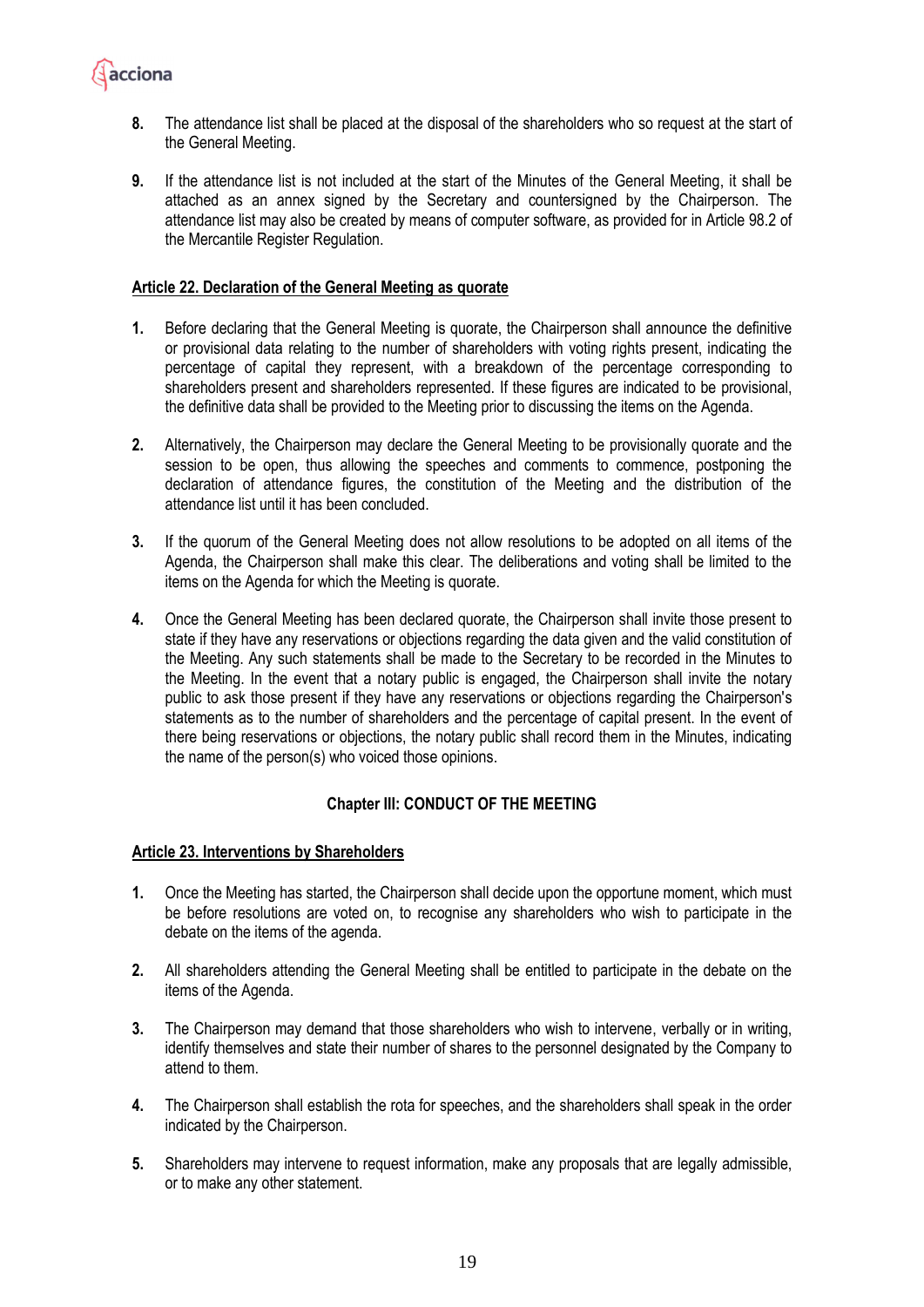8. The attendance list shall be placed at the disposal of the shareholders who so request at the start of the General Meeting.

9. If the attendance list is not included at the start of the Minutes of the General Meeting, it shall be attached as an annex signed by the Secretary and countersigned by the Chairperson. The attendance list may also be created by means of computer software, as provided for in Article 98.2 of the Mercantile Register Regulation.

**Article 22. Declaration of the General Meeting as quorate**

1. Before declaring that the General Meeting is quorate, the Chairperson shall announce the definitive or provisional data relating to the number of shareholders with voting rights present, indicating the percentage of capital they represent, with a breakdown of the percentage corresponding to shareholders present and shareholders represented. If these figures are indicated to be provisional, the definitive data shall be provided to the Meeting prior to discussing the items on the Agenda.

2. Alternatively, the Chairperson may declare the General Meeting to be provisionally quorate and the session to be open, thus allowing the speeches and comments to commence, postponing the declaration of attendance figures, the constitution of the Meeting and the distribution of the attendance list until it has been concluded.

3. If the quorum of the General Meeting does not allow resolutions to be adopted on all items of the Agenda, the Chairperson shall make this clear. The deliberations and voting shall be limited to the items on the Agenda for which the Meeting is quorate.

4. Once the General Meeting has been declared quorate, the Chairperson shall invite those present to state if they have any reservations or objections regarding the data given and the valid constitution of the Meeting. Any such statements shall be made to the Secretary to be recorded in the Minutes to the Meeting. In the event that a notary public is engaged, the Chairperson shall invite the notary public to ask those present if they have any reservations or objections regarding the Chairperson's statements as to the number of shareholders and the percentage of capital present. In the event of there being reservations or objections, the notary public shall record them in the Minutes, indicating the name of the person(s) who voiced those opinions.

## Chapter III: CONDUCT OF THE MEETING

**Article 23. Interventions by Shareholders**

1. Once the Meeting has started, the Chairperson shall decide upon the opportune moment, which must be before resolutions are voted on, to recognise any shareholders who wish to participate in the debate on the items of the agenda.

2. All shareholders attending the General Meeting shall be entitled to participate in the debate on the items of the Agenda.

3. The Chairperson may demand that those shareholders who wish to intervene, verbally or in writing, identify themselves and state their number of shares to the personnel designated by the Company to attend to them.

4. The Chairperson shall establish the rota for speeches, and the shareholders shall speak in the order indicated by the Chairperson.

5. Shareholders may intervene to request information, make any proposals that are legally admissible, or to make any other statement.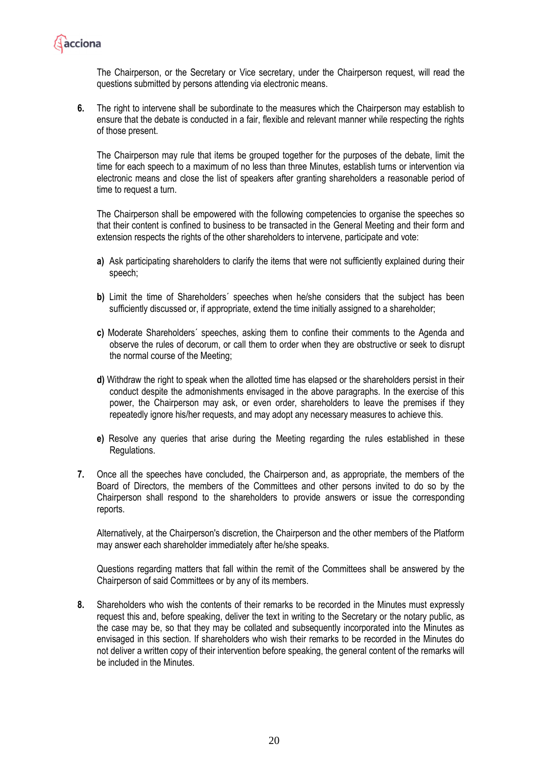The Chairperson, or the Secretary or Vice secretary, under the Chairperson request, will read the questions submitted by persons attending via electronic means.

**6.** The right to intervene shall be subordinate to the measures which the Chairperson may establish to ensure that the debate is conducted in a fair, flexible and relevant manner while respecting the rights of those present.

The Chairperson may rule that items be grouped together for the purposes of the debate, limit the time for each speech to a maximum of no less than three Minutes, establish turns or intervention via electronic means and close the list of speakers after granting shareholders a reasonable period of time to request a turn.

The Chairperson shall be empowered with the following competencies to organise the speeches so that their content is confined to business to be transacted in the General Meeting and their form and extension respects the rights of the other shareholders to intervene, participate and vote:

**a)** Ask participating shareholders to clarify the items that were not sufficiently explained during their speech;

**b)** Limit the time of Shareholders´ speeches when he/she considers that the subject has been sufficiently discussed or, if appropriate, extend the time initially assigned to a shareholder;

**c)** Moderate Shareholders´ speeches, asking them to confine their comments to the Agenda and observe the rules of decorum, or call them to order when they are obstructive or seek to disrupt the normal course of the Meeting;

**d)** Withdraw the right to speak when the allotted time has elapsed or the shareholders persist in their conduct despite the admonishments envisaged in the above paragraphs. In the exercise of this power, the Chairperson may ask, or even order, shareholders to leave the premises if they repeatedly ignore his/her requests, and may adopt any necessary measures to achieve this.

**e)** Resolve any queries that arise during the Meeting regarding the rules established in these Regulations.

**7.** Once all the speeches have concluded, the Chairperson and, as appropriate, the members of the Board of Directors, the members of the Committees and other persons invited to do so by the Chairperson shall respond to the shareholders to provide answers or issue the corresponding reports.

Alternatively, at the Chairperson's discretion, the Chairperson and the other members of the Platform may answer each shareholder immediately after he/she speaks.

Questions regarding matters that fall within the remit of the Committees shall be answered by the Chairperson of said Committees or by any of its members.

**8.** Shareholders who wish the contents of their remarks to be recorded in the Minutes must expressly request this and, before speaking, deliver the text in writing to the Secretary or the notary public, as the case may be, so that they may be collated and subsequently incorporated into the Minutes as envisaged in this section. If shareholders who wish their remarks to be recorded in the Minutes do not deliver a written copy of their intervention before speaking, the general content of the remarks will be included in the Minutes.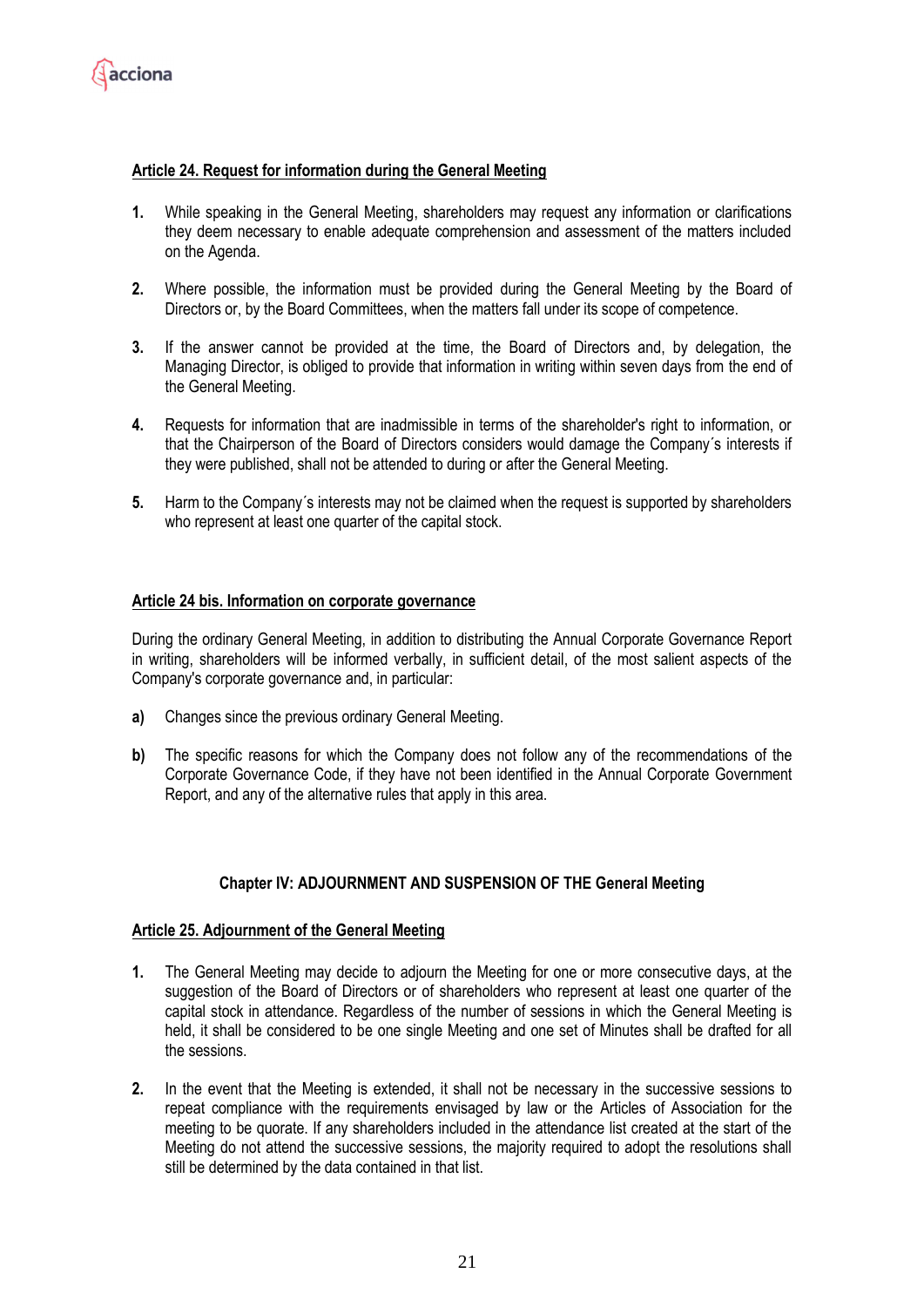## Article 24. Request for information during the General Meeting

1. While speaking in the General Meeting, shareholders may request any information or clarifications they deem necessary to enable adequate comprehension and assessment of the matters included on the Agenda.

2. Where possible, the information must be provided during the General Meeting by the Board of Directors or, by the Board Committees, when the matters fall under its scope of competence.

3. If the answer cannot be provided at the time, the Board of Directors and, by delegation, the Managing Director, is obliged to provide that information in writing within seven days from the end of the General Meeting.

4. Requests for information that are inadmissible in terms of the shareholder's right to information, or that the Chairperson of the Board of Directors considers would damage the Company´s interests if they were published, shall not be attended to during or after the General Meeting.

5. Harm to the Company´s interests may not be claimed when the request is supported by shareholders who represent at least one quarter of the capital stock.

## Article 24 bis. Information on corporate governance

During the ordinary General Meeting, in addition to distributing the Annual Corporate Governance Report in writing, shareholders will be informed verbally, in sufficient detail, of the most salient aspects of the Company's corporate governance and, in particular:

a) Changes since the previous ordinary General Meeting.

b) The specific reasons for which the Company does not follow any of the recommendations of the Corporate Governance Code, if they have not been identified in the Annual Corporate Government Report, and any of the alternative rules that apply in this area.

# Chapter IV: ADJOURNMENT AND SUSPENSION OF THE General Meeting

## Article 25. Adjournment of the General Meeting

1. The General Meeting may decide to adjourn the Meeting for one or more consecutive days, at the suggestion of the Board of Directors or of shareholders who represent at least one quarter of the capital stock in attendance. Regardless of the number of sessions in which the General Meeting is held, it shall be considered to be one single Meeting and one set of Minutes shall be drafted for all the sessions.

2. In the event that the Meeting is extended, it shall not be necessary in the successive sessions to repeat compliance with the requirements envisaged by law or the Articles of Association for the meeting to be quorate. If any shareholders included in the attendance list created at the start of the Meeting do not attend the successive sessions, the majority required to adopt the resolutions shall still be determined by the data contained in that list.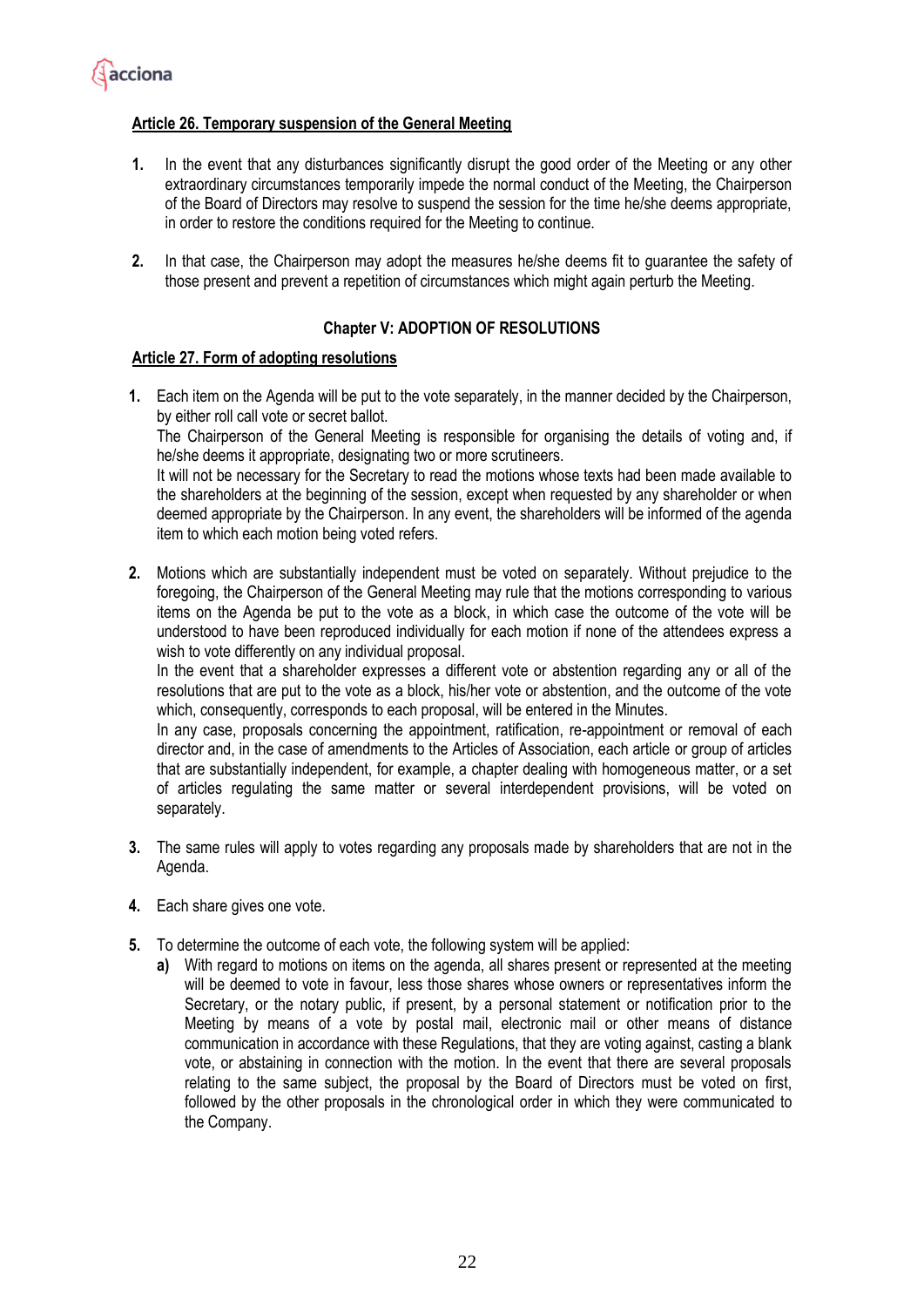**Article 26. Temporary suspension of the General Meeting**

1. In the event that any disturbances significantly disrupt the good order of the Meeting or any other extraordinary circumstances temporarily impede the normal conduct of the Meeting, the Chairperson of the Board of Directors may resolve to suspend the session for the time he/she deems appropriate, in order to restore the conditions required for the Meeting to continue.

2. In that case, the Chairperson may adopt the measures he/she deems fit to guarantee the safety of those present and prevent a repetition of circumstances which might again perturb the Meeting.

## Chapter V: ADOPTION OF RESOLUTIONS

**Article 27. Form of adopting resolutions**

1. Each item on the Agenda will be put to the vote separately, in the manner decided by the Chairperson, by either roll call vote or secret ballot.
   The Chairperson of the General Meeting is responsible for organising the details of voting and, if he/she deems it appropriate, designating two or more scrutineers.
   It will not be necessary for the Secretary to read the motions whose texts had been made available to the shareholders at the beginning of the session, except when requested by any shareholder or when deemed appropriate by the Chairperson. In any event, the shareholders will be informed of the agenda item to which each motion being voted refers.

2. Motions which are substantially independent must be voted on separately. Without prejudice to the foregoing, the Chairperson of the General Meeting may rule that the motions corresponding to various items on the Agenda be put to the vote as a block, in which case the outcome of the vote will be understood to have been reproduced individually for each motion if none of the attendees express a wish to vote differently on any individual proposal.
   In the event that a shareholder expresses a different vote or abstention regarding any or all of the resolutions that are put to the vote as a block, his/her vote or abstention, and the outcome of the vote which, consequently, corresponds to each proposal, will be entered in the Minutes.
   In any case, proposals concerning the appointment, ratification, re-appointment or removal of each director and, in the case of amendments to the Articles of Association, each article or group of articles that are substantially independent, for example, a chapter dealing with homogeneous matter, or a set of articles regulating the same matter or several interdependent provisions, will be voted on separately.

3. The same rules will apply to votes regarding any proposals made by shareholders that are not in the Agenda.

4. Each share gives one vote.

5. To determine the outcome of each vote, the following system will be applied:
   a) With regard to motions on items on the agenda, all shares present or represented at the meeting will be deemed to vote in favour, less those shares whose owners or representatives inform the Secretary, or the notary public, if present, by a personal statement or notification prior to the Meeting by means of a vote by postal mail, electronic mail or other means of distance communication in accordance with these Regulations, that they are voting against, casting a blank vote, or abstaining in connection with the motion. In the event that there are several proposals relating to the same subject, the proposal by the Board of Directors must be voted on first, followed by the other proposals in the chronological order in which they were communicated to the Company.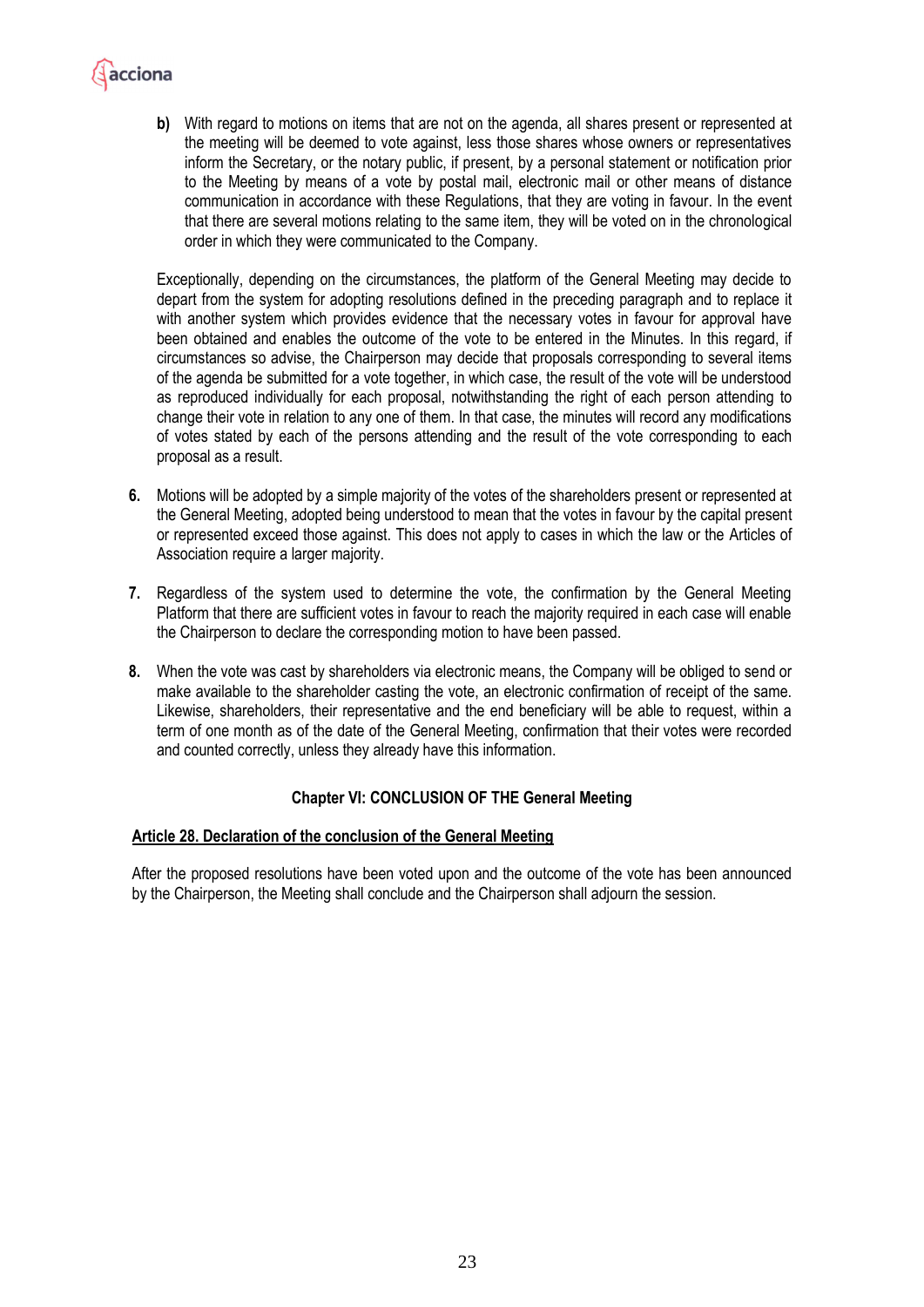**b)** With regard to motions on items that are not on the agenda, all shares present or represented at the meeting will be deemed to vote against, less those shares whose owners or representatives inform the Secretary, or the notary public, if present, by a personal statement or notification prior to the Meeting by means of a vote by postal mail, electronic mail or other means of distance communication in accordance with these Regulations, that they are voting in favour. In the event that there are several motions relating to the same item, they will be voted on in the chronological order in which they were communicated to the Company.

Exceptionally, depending on the circumstances, the platform of the General Meeting may decide to depart from the system for adopting resolutions defined in the preceding paragraph and to replace it with another system which provides evidence that the necessary votes in favour for approval have been obtained and enables the outcome of the vote to be entered in the Minutes. In this regard, if circumstances so advise, the Chairperson may decide that proposals corresponding to several items of the agenda be submitted for a vote together, in which case, the result of the vote will be understood as reproduced individually for each proposal, notwithstanding the right of each person attending to change their vote in relation to any one of them. In that case, the minutes will record any modifications of votes stated by each of the persons attending and the result of the vote corresponding to each proposal as a result.

**6.** Motions will be adopted by a simple majority of the votes of the shareholders present or represented at the General Meeting, adopted being understood to mean that the votes in favour by the capital present or represented exceed those against. This does not apply to cases in which the law or the Articles of Association require a larger majority.

**7.** Regardless of the system used to determine the vote, the confirmation by the General Meeting Platform that there are sufficient votes in favour to reach the majority required in each case will enable the Chairperson to declare the corresponding motion to have been passed.

**8.** When the vote was cast by shareholders via electronic means, the Company will be obliged to send or make available to the shareholder casting the vote, an electronic confirmation of receipt of the same. Likewise, shareholders, their representative and the end beneficiary will be able to request, within a term of one month as of the date of the General Meeting, confirmation that their votes were recorded and counted correctly, unless they already have this information.

## Chapter VI: CONCLUSION OF THE General Meeting

### Article 28. Declaration of the conclusion of the General Meeting

After the proposed resolutions have been voted upon and the outcome of the vote has been announced by the Chairperson, the Meeting shall conclude and the Chairperson shall adjourn the session.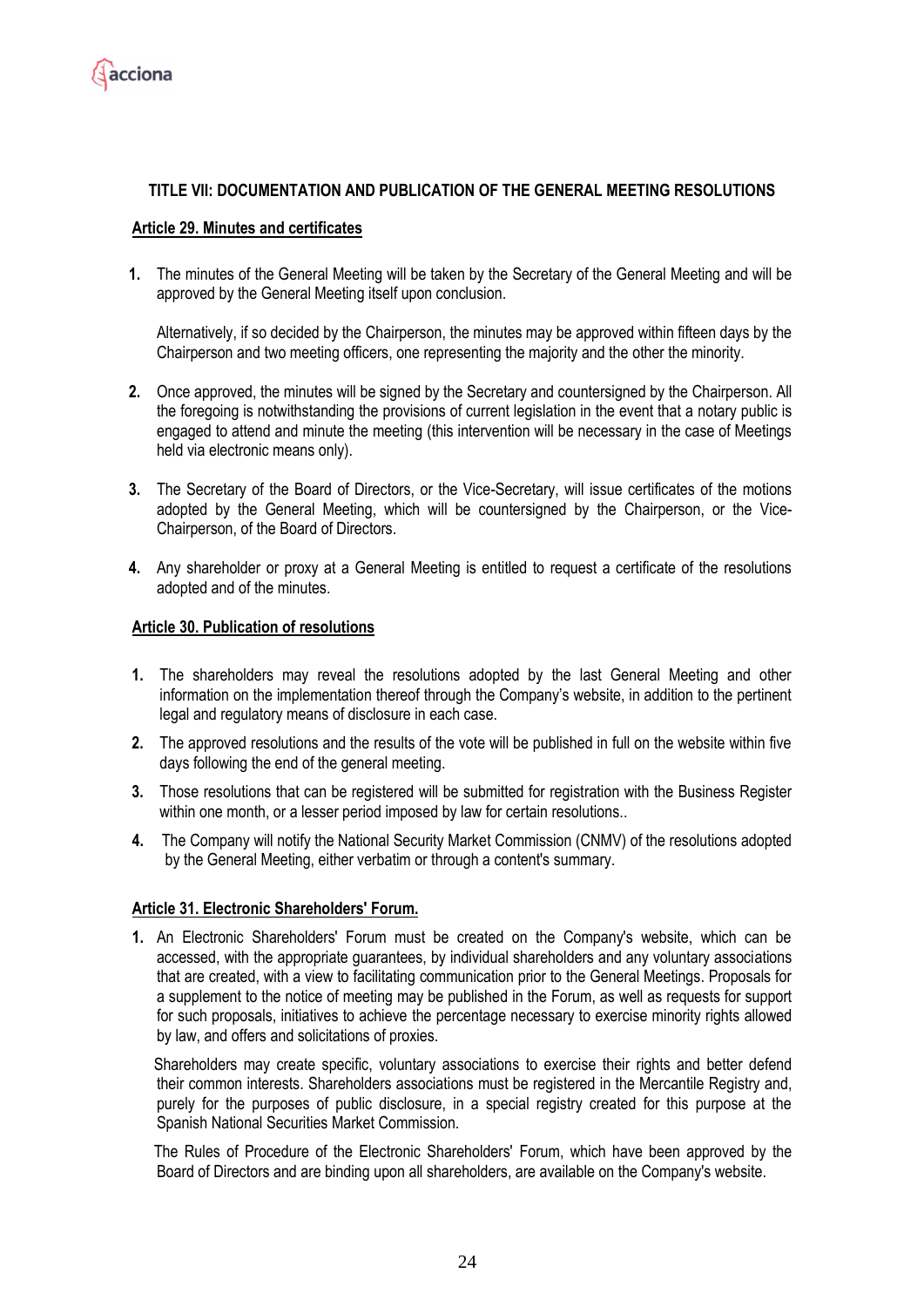## TITLE VII: DOCUMENTATION AND PUBLICATION OF THE GENERAL MEETING RESOLUTIONS

### Article 29. Minutes and certificates

1. The minutes of the General Meeting will be taken by the Secretary of the General Meeting and will be approved by the General Meeting itself upon conclusion.

   Alternatively, if so decided by the Chairperson, the minutes may be approved within fifteen days by the Chairperson and two meeting officers, one representing the majority and the other the minority.

2. Once approved, the minutes will be signed by the Secretary and countersigned by the Chairperson. All the foregoing is notwithstanding the provisions of current legislation in the event that a notary public is engaged to attend and minute the meeting (this intervention will be necessary in the case of Meetings held via electronic means only).

3. The Secretary of the Board of Directors, or the Vice-Secretary, will issue certificates of the motions adopted by the General Meeting, which will be countersigned by the Chairperson, or the Vice-Chairperson, of the Board of Directors.

4. Any shareholder or proxy at a General Meeting is entitled to request a certificate of the resolutions adopted and of the minutes.

### Article 30. Publication of resolutions

1. The shareholders may reveal the resolutions adopted by the last General Meeting and other information on the implementation thereof through the Company's website, in addition to the pertinent legal and regulatory means of disclosure in each case.
2. The approved resolutions and the results of the vote will be published in full on the website within five days following the end of the general meeting.
3. Those resolutions that can be registered will be submitted for registration with the Business Register within one month, or a lesser period imposed by law for certain resolutions..
4. The Company will notify the National Security Market Commission (CNMV) of the resolutions adopted by the General Meeting, either verbatim or through a content's summary.

### Article 31. Electronic Shareholders' Forum.

1. An Electronic Shareholders' Forum must be created on the Company's website, which can be accessed, with the appropriate guarantees, by individual shareholders and any voluntary associations that are created, with a view to facilitating communication prior to the General Meetings. Proposals for a supplement to the notice of meeting may be published in the Forum, as well as requests for support for such proposals, initiatives to achieve the percentage necessary to exercise minority rights allowed by law, and offers and solicitations of proxies.

   Shareholders may create specific, voluntary associations to exercise their rights and better defend their common interests. Shareholders associations must be registered in the Mercantile Registry and, purely for the purposes of public disclosure, in a special registry created for this purpose at the Spanish National Securities Market Commission.

   The Rules of Procedure of the Electronic Shareholders' Forum, which have been approved by the Board of Directors and are binding upon all shareholders, are available on the Company's website.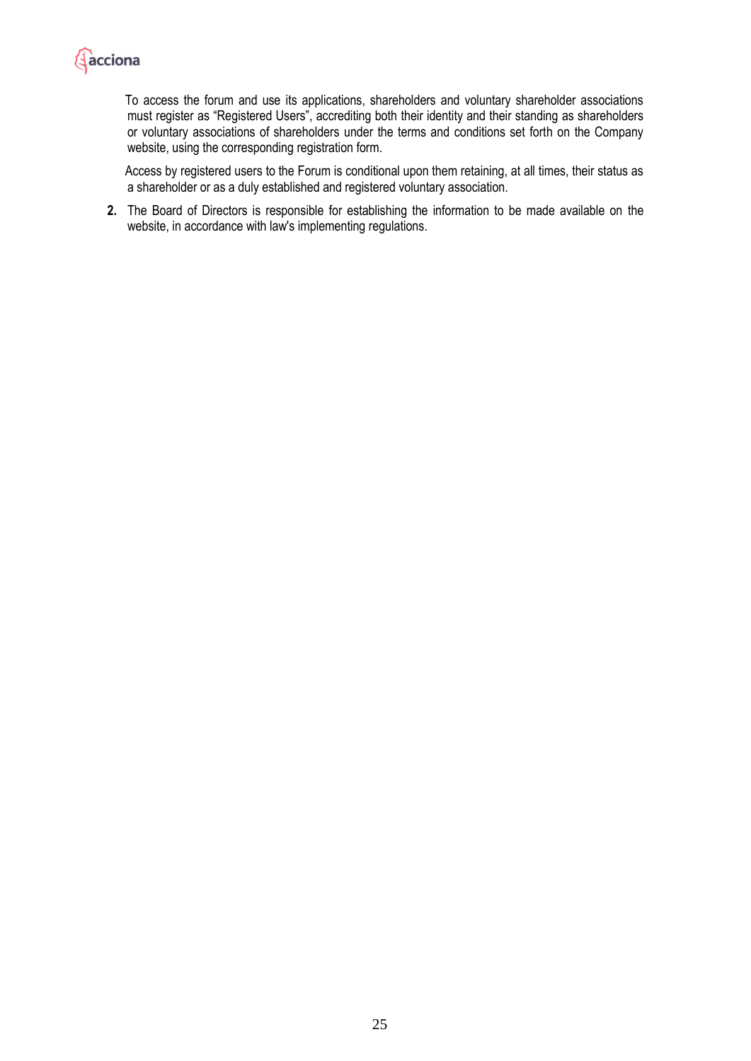To access the forum and use its applications, shareholders and voluntary shareholder associations must register as "Registered Users", accrediting both their identity and their standing as shareholders or voluntary associations of shareholders under the terms and conditions set forth on the Company website, using the corresponding registration form.

Access by registered users to the Forum is conditional upon them retaining, at all times, their status as a shareholder or as a duly established and registered voluntary association.

**2.** The Board of Directors is responsible for establishing the information to be made available on the website, in accordance with law's implementing regulations.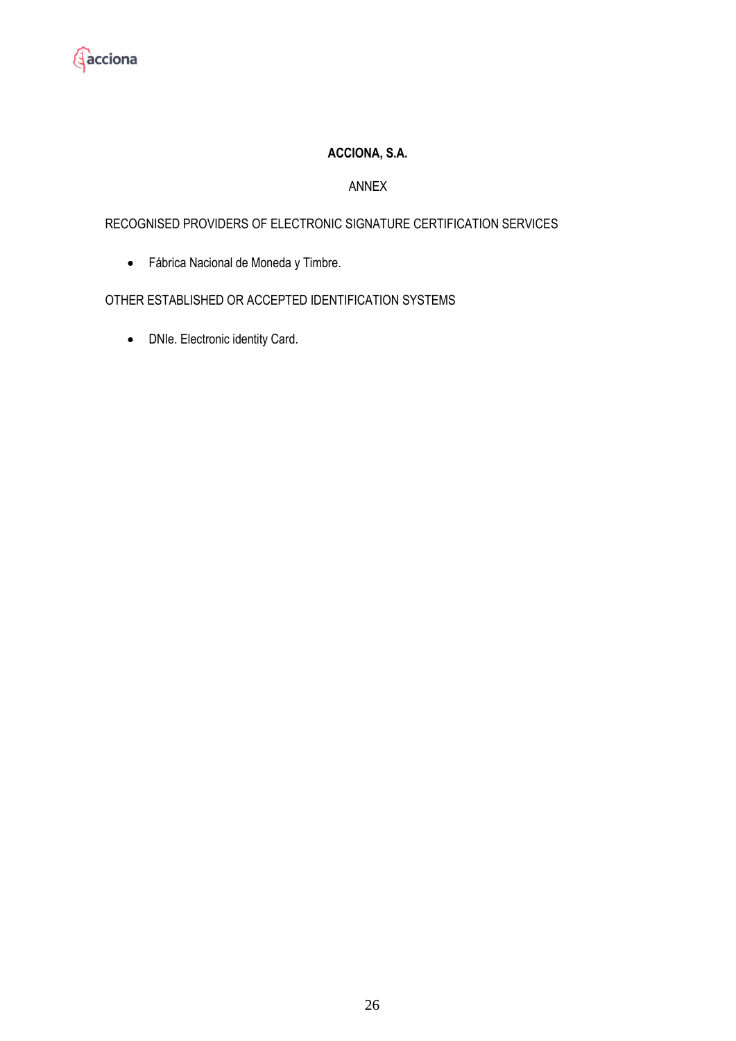# ACCIONA, S.A.

ANNEX

RECOGNISED PROVIDERS OF ELECTRONIC SIGNATURE CERTIFICATION SERVICES

- Fábrica Nacional de Moneda y Timbre.

OTHER ESTABLISHED OR ACCEPTED IDENTIFICATION SYSTEMS

- DNIe. Electronic identity Card.